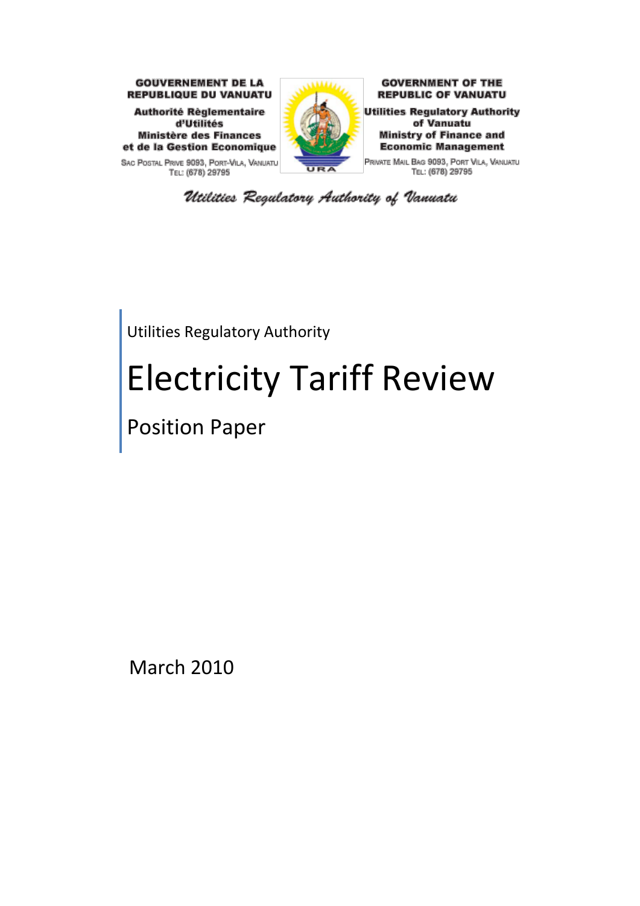**GOUVERNEMENT DE LA REPUBLIQUE DU VANUATU**

**Authorité Règlementaire d'Utilités**
**Ministère des Finances et de la Gestion Economique**

Sac Postal Prive 9093, Port-Vila, Vanuatu
Tel: (678) 29795

**GOVERNMENT OF THE REPUBLIC OF VANUATU**

**Utilities Regulatory Authority of Vanuatu**
**Ministry of Finance and Economic Management**

Private Mail Bag 9093, Port Vila, Vanuatu
Tel: (678) 29795

*Utilities Regulatory Authority of Vanuatu*

Utilities Regulatory Authority

# Electricity Tariff Review

## Position Paper

March 2010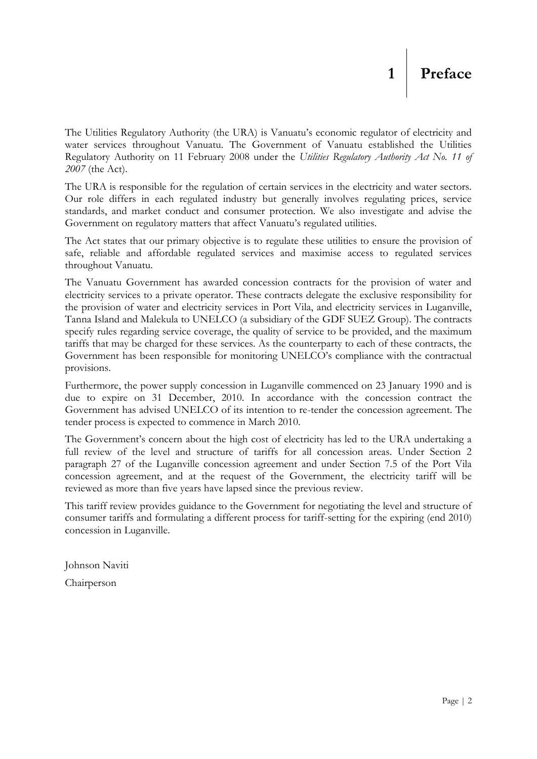# 1 Preface

The Utilities Regulatory Authority (the URA) is Vanuatu's economic regulator of electricity and water services throughout Vanuatu. The Government of Vanuatu established the Utilities Regulatory Authority on 11 February 2008 under the *Utilities Regulatory Authority Act No. 11 of 2007* (the Act).

The URA is responsible for the regulation of certain services in the electricity and water sectors. Our role differs in each regulated industry but generally involves regulating prices, service standards, and market conduct and consumer protection. We also investigate and advise the Government on regulatory matters that affect Vanuatu's regulated utilities.

The Act states that our primary objective is to regulate these utilities to ensure the provision of safe, reliable and affordable regulated services and maximise access to regulated services throughout Vanuatu.

The Vanuatu Government has awarded concession contracts for the provision of water and electricity services to a private operator. These contracts delegate the exclusive responsibility for the provision of water and electricity services in Port Vila, and electricity services in Luganville, Tanna Island and Malekula to UNELCO (a subsidiary of the GDF SUEZ Group). The contracts specify rules regarding service coverage, the quality of service to be provided, and the maximum tariffs that may be charged for these services. As the counterparty to each of these contracts, the Government has been responsible for monitoring UNELCO's compliance with the contractual provisions.

Furthermore, the power supply concession in Luganville commenced on 23 January 1990 and is due to expire on 31 December, 2010. In accordance with the concession contract the Government has advised UNELCO of its intention to re-tender the concession agreement. The tender process is expected to commence in March 2010.

The Government's concern about the high cost of electricity has led to the URA undertaking a full review of the level and structure of tariffs for all concession areas. Under Section 2 paragraph 27 of the Luganville concession agreement and under Section 7.5 of the Port Vila concession agreement, and at the request of the Government, the electricity tariff will be reviewed as more than five years have lapsed since the previous review.

This tariff review provides guidance to the Government for negotiating the level and structure of consumer tariffs and formulating a different process for tariff-setting for the expiring (end 2010) concession in Luganville.

Johnson Naviti

Chairperson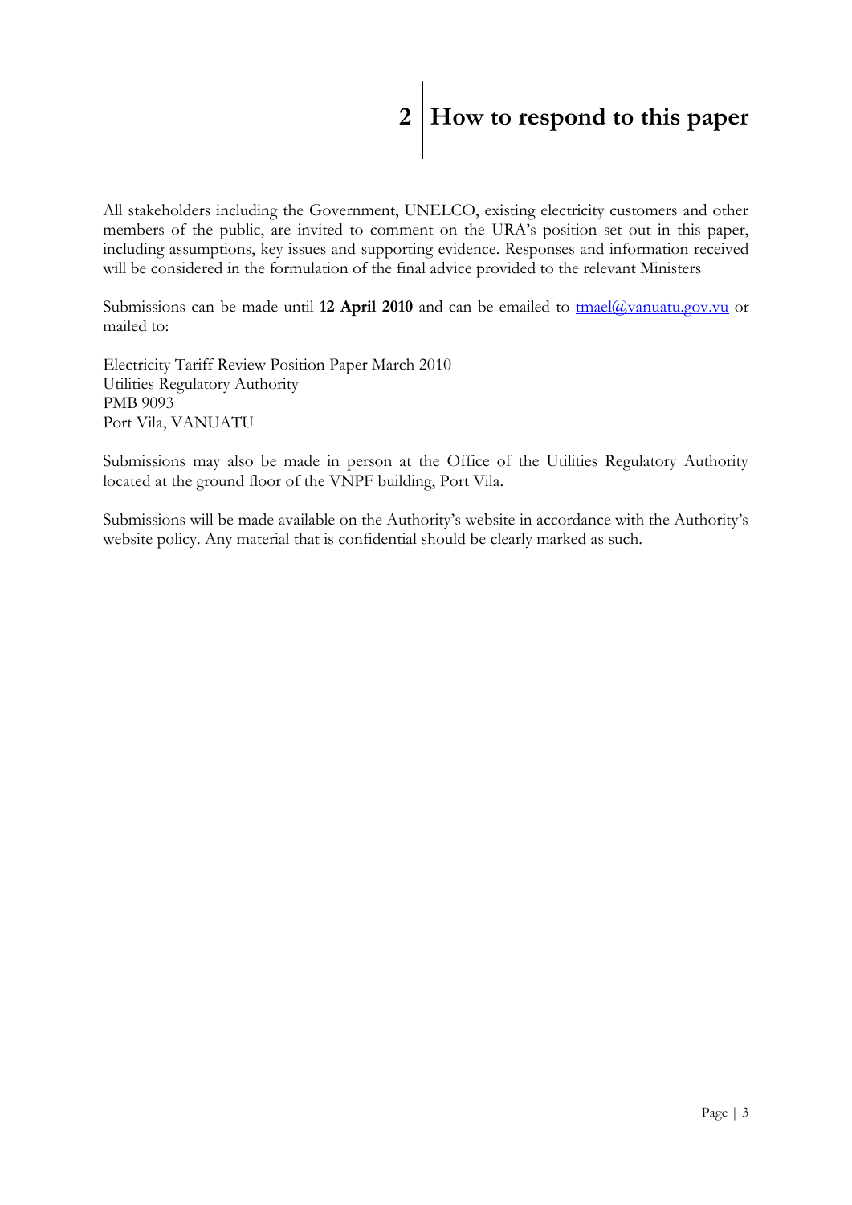# 2 How to respond to this paper

All stakeholders including the Government, UNELCO, existing electricity customers and other members of the public, are invited to comment on the URA's position set out in this paper, including assumptions, key issues and supporting evidence. Responses and information received will be considered in the formulation of the final advice provided to the relevant Ministers

Submissions can be made until **12 April 2010** and can be emailed to tmael@vanuatu.gov.vu or mailed to:

Electricity Tariff Review Position Paper March 2010
Utilities Regulatory Authority
PMB 9093
Port Vila, VANUATU

Submissions may also be made in person at the Office of the Utilities Regulatory Authority located at the ground floor of the VNPF building, Port Vila.

Submissions will be made available on the Authority's website in accordance with the Authority's website policy. Any material that is confidential should be clearly marked as such.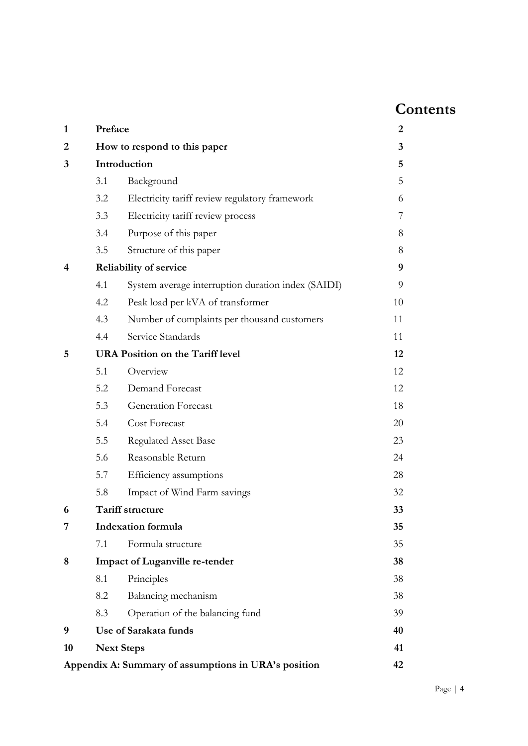# Contents

| | | | |
|---|---|---|---|
| **1** | **Preface** | | **2** |
| **2** | **How to respond to this paper** | | **3** |
| **3** | **Introduction** | | **5** |
| | 3.1 | Background | 5 |
| | 3.2 | Electricity tariff review regulatory framework | 6 |
| | 3.3 | Electricity tariff review process | 7 |
| | 3.4 | Purpose of this paper | 8 |
| | 3.5 | Structure of this paper | 8 |
| **4** | **Reliability of service** | | **9** |
| | 4.1 | System average interruption duration index (SAIDI) | 9 |
| | 4.2 | Peak load per kVA of transformer | 10 |
| | 4.3 | Number of complaints per thousand customers | 11 |
| | 4.4 | Service Standards | 11 |
| **5** | **URA Position on the Tariff level** | | **12** |
| | 5.1 | Overview | 12 |
| | 5.2 | Demand Forecast | 12 |
| | 5.3 | Generation Forecast | 18 |
| | 5.4 | Cost Forecast | 20 |
| | 5.5 | Regulated Asset Base | 23 |
| | 5.6 | Reasonable Return | 24 |
| | 5.7 | Efficiency assumptions | 28 |
| | 5.8 | Impact of Wind Farm savings | 32 |
| **6** | **Tariff structure** | | **33** |
| **7** | **Indexation formula** | | **35** |
| | 7.1 | Formula structure | 35 |
| **8** | **Impact of Luganville re-tender** | | **38** |
| | 8.1 | Principles | 38 |
| | 8.2 | Balancing mechanism | 38 |
| | 8.3 | Operation of the balancing fund | 39 |
| **9** | **Use of Sarakata funds** | | **40** |
| **10** | **Next Steps** | | **41** |
| **Appendix A: Summary of assumptions in URA's position** | | | **42** |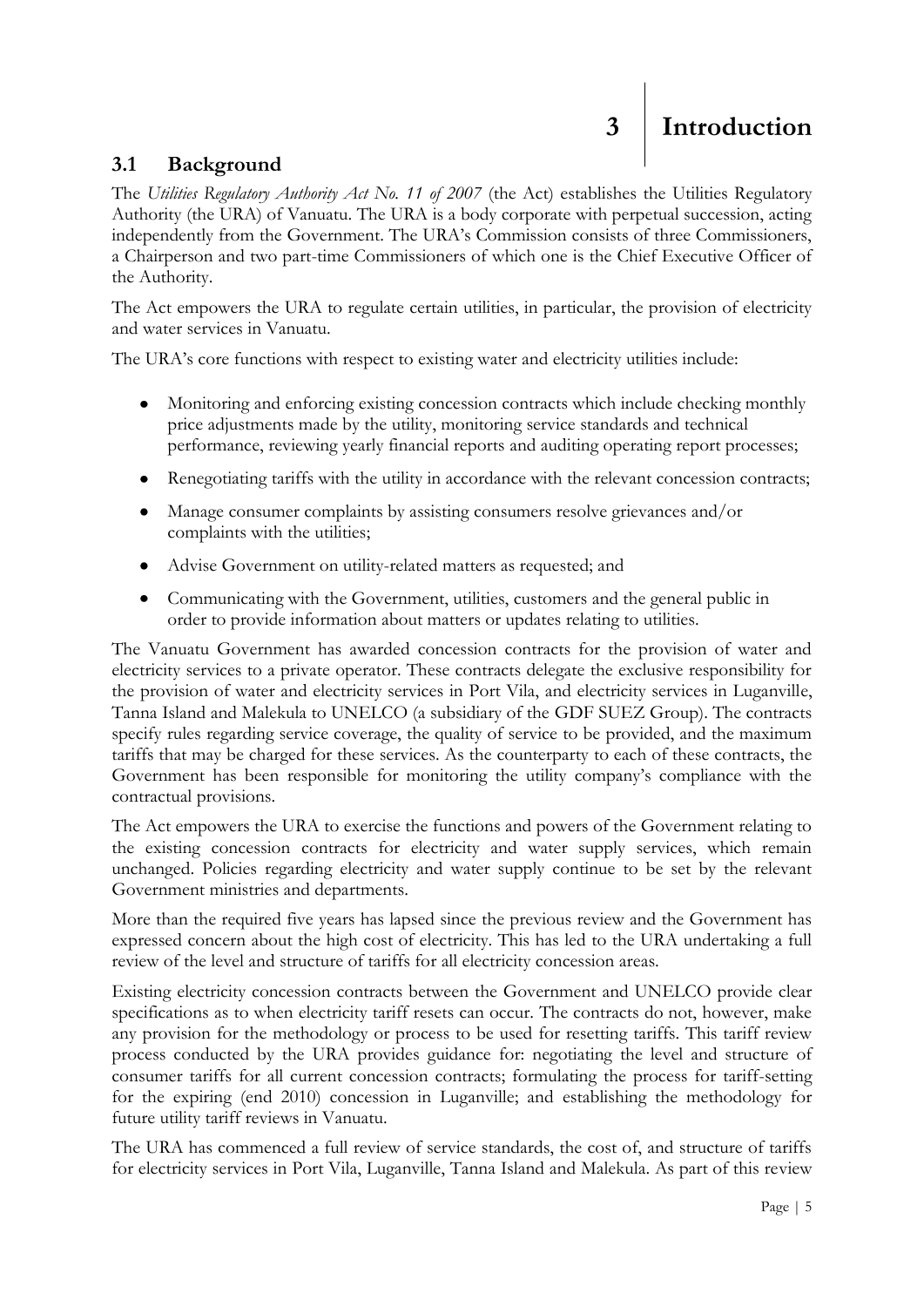# 3 Introduction

## 3.1 Background

The *Utilities Regulatory Authority Act No. 11 of 2007* (the Act) establishes the Utilities Regulatory Authority (the URA) of Vanuatu. The URA is a body corporate with perpetual succession, acting independently from the Government. The URA's Commission consists of three Commissioners, a Chairperson and two part-time Commissioners of which one is the Chief Executive Officer of the Authority.

The Act empowers the URA to regulate certain utilities, in particular, the provision of electricity and water services in Vanuatu.

The URA's core functions with respect to existing water and electricity utilities include:

- Monitoring and enforcing existing concession contracts which include checking monthly price adjustments made by the utility, monitoring service standards and technical performance, reviewing yearly financial reports and auditing operating report processes;
- Renegotiating tariffs with the utility in accordance with the relevant concession contracts;
- Manage consumer complaints by assisting consumers resolve grievances and/or complaints with the utilities;
- Advise Government on utility-related matters as requested; and
- Communicating with the Government, utilities, customers and the general public in order to provide information about matters or updates relating to utilities.

The Vanuatu Government has awarded concession contracts for the provision of water and electricity services to a private operator. These contracts delegate the exclusive responsibility for the provision of water and electricity services in Port Vila, and electricity services in Luganville, Tanna Island and Malekula to UNELCO (a subsidiary of the GDF SUEZ Group). The contracts specify rules regarding service coverage, the quality of service to be provided, and the maximum tariffs that may be charged for these services. As the counterparty to each of these contracts, the Government has been responsible for monitoring the utility company's compliance with the contractual provisions.

The Act empowers the URA to exercise the functions and powers of the Government relating to the existing concession contracts for electricity and water supply services, which remain unchanged. Policies regarding electricity and water supply continue to be set by the relevant Government ministries and departments.

More than the required five years has lapsed since the previous review and the Government has expressed concern about the high cost of electricity. This has led to the URA undertaking a full review of the level and structure of tariffs for all electricity concession areas.

Existing electricity concession contracts between the Government and UNELCO provide clear specifications as to when electricity tariff resets can occur. The contracts do not, however, make any provision for the methodology or process to be used for resetting tariffs. This tariff review process conducted by the URA provides guidance for: negotiating the level and structure of consumer tariffs for all current concession contracts; formulating the process for tariff-setting for the expiring (end 2010) concession in Luganville; and establishing the methodology for future utility tariff reviews in Vanuatu.

The URA has commenced a full review of service standards, the cost of, and structure of tariffs for electricity services in Port Vila, Luganville, Tanna Island and Malekula. As part of this review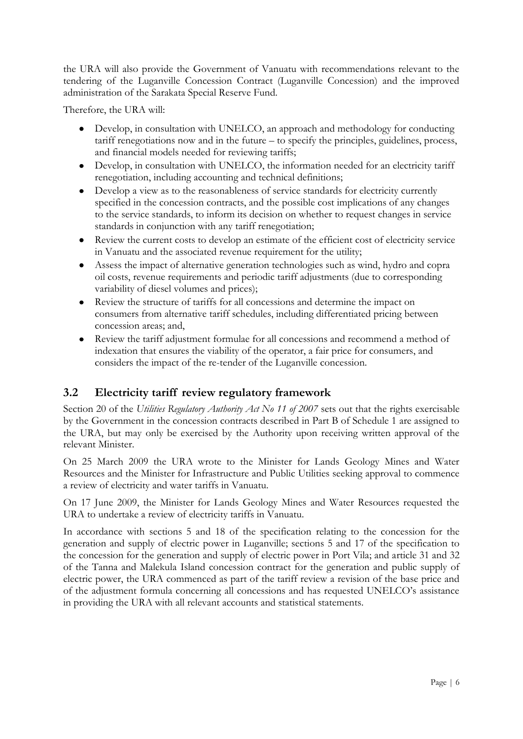the URA will also provide the Government of Vanuatu with recommendations relevant to the tendering of the Luganville Concession Contract (Luganville Concession) and the improved administration of the Sarakata Special Reserve Fund.

Therefore, the URA will:

- Develop, in consultation with UNELCO, an approach and methodology for conducting tariff renegotiations now and in the future – to specify the principles, guidelines, process, and financial models needed for reviewing tariffs;
- Develop, in consultation with UNELCO, the information needed for an electricity tariff renegotiation, including accounting and technical definitions;
- Develop a view as to the reasonableness of service standards for electricity currently specified in the concession contracts, and the possible cost implications of any changes to the service standards, to inform its decision on whether to request changes in service standards in conjunction with any tariff renegotiation;
- Review the current costs to develop an estimate of the efficient cost of electricity service in Vanuatu and the associated revenue requirement for the utility;
- Assess the impact of alternative generation technologies such as wind, hydro and copra oil costs, revenue requirements and periodic tariff adjustments (due to corresponding variability of diesel volumes and prices);
- Review the structure of tariffs for all concessions and determine the impact on consumers from alternative tariff schedules, including differentiated pricing between concession areas; and,
- Review the tariff adjustment formulae for all concessions and recommend a method of indexation that ensures the viability of the operator, a fair price for consumers, and considers the impact of the re-tender of the Luganville concession.

## 3.2 Electricity tariff review regulatory framework

Section 20 of the *Utilities Regulatory Authority Act No 11 of 2007* sets out that the rights exercisable by the Government in the concession contracts described in Part B of Schedule 1 are assigned to the URA, but may only be exercised by the Authority upon receiving written approval of the relevant Minister.

On 25 March 2009 the URA wrote to the Minister for Lands Geology Mines and Water Resources and the Minister for Infrastructure and Public Utilities seeking approval to commence a review of electricity and water tariffs in Vanuatu.

On 17 June 2009, the Minister for Lands Geology Mines and Water Resources requested the URA to undertake a review of electricity tariffs in Vanuatu.

In accordance with sections 5 and 18 of the specification relating to the concession for the generation and supply of electric power in Luganville; sections 5 and 17 of the specification to the concession for the generation and supply of electric power in Port Vila; and article 31 and 32 of the Tanna and Malekula Island concession contract for the generation and public supply of electric power, the URA commenced as part of the tariff review a revision of the base price and of the adjustment formula concerning all concessions and has requested UNELCO's assistance in providing the URA with all relevant accounts and statistical statements.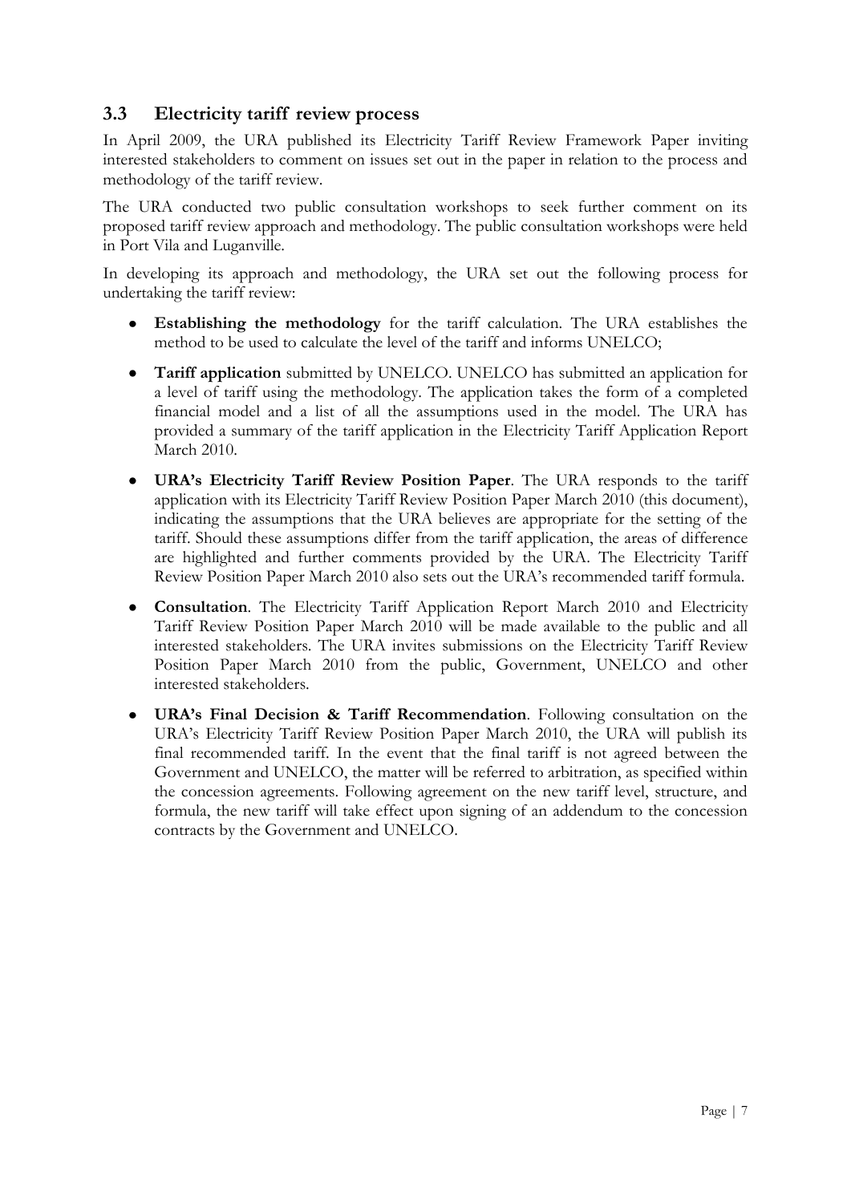## 3.3 Electricity tariff review process

In April 2009, the URA published its Electricity Tariff Review Framework Paper inviting interested stakeholders to comment on issues set out in the paper in relation to the process and methodology of the tariff review.

The URA conducted two public consultation workshops to seek further comment on its proposed tariff review approach and methodology. The public consultation workshops were held in Port Vila and Luganville.

In developing its approach and methodology, the URA set out the following process for undertaking the tariff review:

- **Establishing the methodology** for the tariff calculation. The URA establishes the method to be used to calculate the level of the tariff and informs UNELCO;
- **Tariff application** submitted by UNELCO. UNELCO has submitted an application for a level of tariff using the methodology. The application takes the form of a completed financial model and a list of all the assumptions used in the model. The URA has provided a summary of the tariff application in the Electricity Tariff Application Report March 2010.
- **URA's Electricity Tariff Review Position Paper**. The URA responds to the tariff application with its Electricity Tariff Review Position Paper March 2010 (this document), indicating the assumptions that the URA believes are appropriate for the setting of the tariff. Should these assumptions differ from the tariff application, the areas of difference are highlighted and further comments provided by the URA. The Electricity Tariff Review Position Paper March 2010 also sets out the URA's recommended tariff formula.
- **Consultation**. The Electricity Tariff Application Report March 2010 and Electricity Tariff Review Position Paper March 2010 will be made available to the public and all interested stakeholders. The URA invites submissions on the Electricity Tariff Review Position Paper March 2010 from the public, Government, UNELCO and other interested stakeholders.
- **URA's Final Decision & Tariff Recommendation**. Following consultation on the URA's Electricity Tariff Review Position Paper March 2010, the URA will publish its final recommended tariff. In the event that the final tariff is not agreed between the Government and UNELCO, the matter will be referred to arbitration, as specified within the concession agreements. Following agreement on the new tariff level, structure, and formula, the new tariff will take effect upon signing of an addendum to the concession contracts by the Government and UNELCO.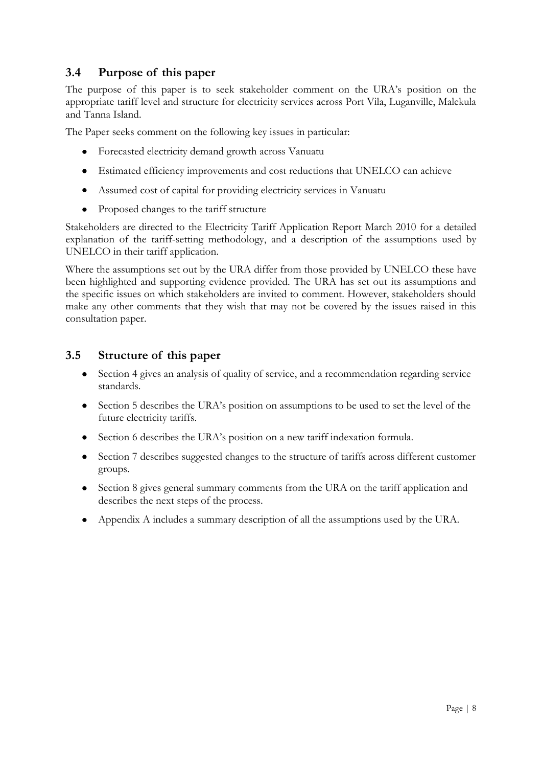## 3.4 Purpose of this paper

The purpose of this paper is to seek stakeholder comment on the URA's position on the appropriate tariff level and structure for electricity services across Port Vila, Luganville, Malekula and Tanna Island.

The Paper seeks comment on the following key issues in particular:

- Forecasted electricity demand growth across Vanuatu
- Estimated efficiency improvements and cost reductions that UNELCO can achieve
- Assumed cost of capital for providing electricity services in Vanuatu
- Proposed changes to the tariff structure

Stakeholders are directed to the Electricity Tariff Application Report March 2010 for a detailed explanation of the tariff-setting methodology, and a description of the assumptions used by UNELCO in their tariff application.

Where the assumptions set out by the URA differ from those provided by UNELCO these have been highlighted and supporting evidence provided. The URA has set out its assumptions and the specific issues on which stakeholders are invited to comment. However, stakeholders should make any other comments that they wish that may not be covered by the issues raised in this consultation paper.

## 3.5 Structure of this paper

- Section 4 gives an analysis of quality of service, and a recommendation regarding service standards.
- Section 5 describes the URA's position on assumptions to be used to set the level of the future electricity tariffs.
- Section 6 describes the URA's position on a new tariff indexation formula.
- Section 7 describes suggested changes to the structure of tariffs across different customer groups.
- Section 8 gives general summary comments from the URA on the tariff application and describes the next steps of the process.
- Appendix A includes a summary description of all the assumptions used by the URA.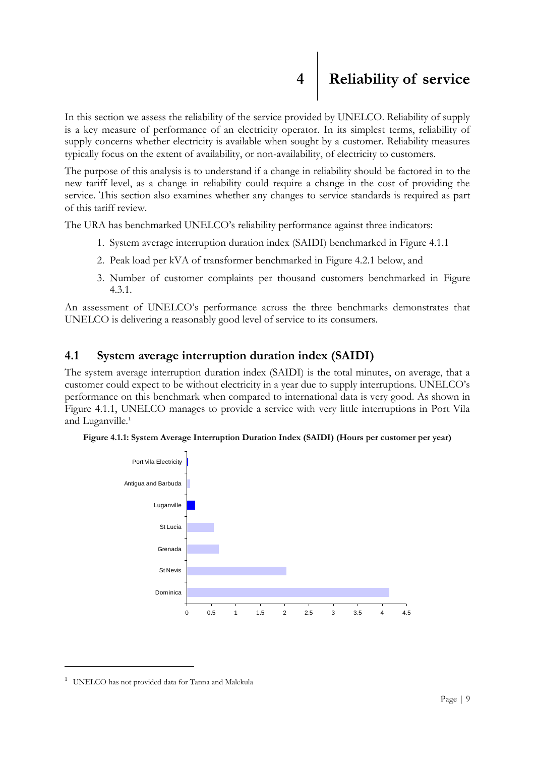# 4 Reliability of service

In this section we assess the reliability of the service provided by UNELCO. Reliability of supply is a key measure of performance of an electricity operator. In its simplest terms, reliability of supply concerns whether electricity is available when sought by a customer. Reliability measures typically focus on the extent of availability, or non-availability, of electricity to customers.

The purpose of this analysis is to understand if a change in reliability should be factored in to the new tariff level, as a change in reliability could require a change in the cost of providing the service. This section also examines whether any changes to service standards is required as part of this tariff review.

The URA has benchmarked UNELCO's reliability performance against three indicators:

1. System average interruption duration index (SAIDI) benchmarked in Figure 4.1.1
2. Peak load per kVA of transformer benchmarked in Figure 4.2.1 below, and
3. Number of customer complaints per thousand customers benchmarked in Figure 4.3.1.

An assessment of UNELCO's performance across the three benchmarks demonstrates that UNELCO is delivering a reasonably good level of service to its consumers.

## 4.1 System average interruption duration index (SAIDI)

The system average interruption duration index (SAIDI) is the total minutes, on average, that a customer could expect to be without electricity in a year due to supply interruptions. UNELCO's performance on this benchmark when compared to international data is very good. As shown in Figure 4.1.1, UNELCO manages to provide a service with very little interruptions in Port Vila and Luganville.[1]

**Figure 4.1.1: System Average Interruption Duration Index (SAIDI) (Hours per customer per year)**

[1] UNELCO has not provided data for Tanna and Malekula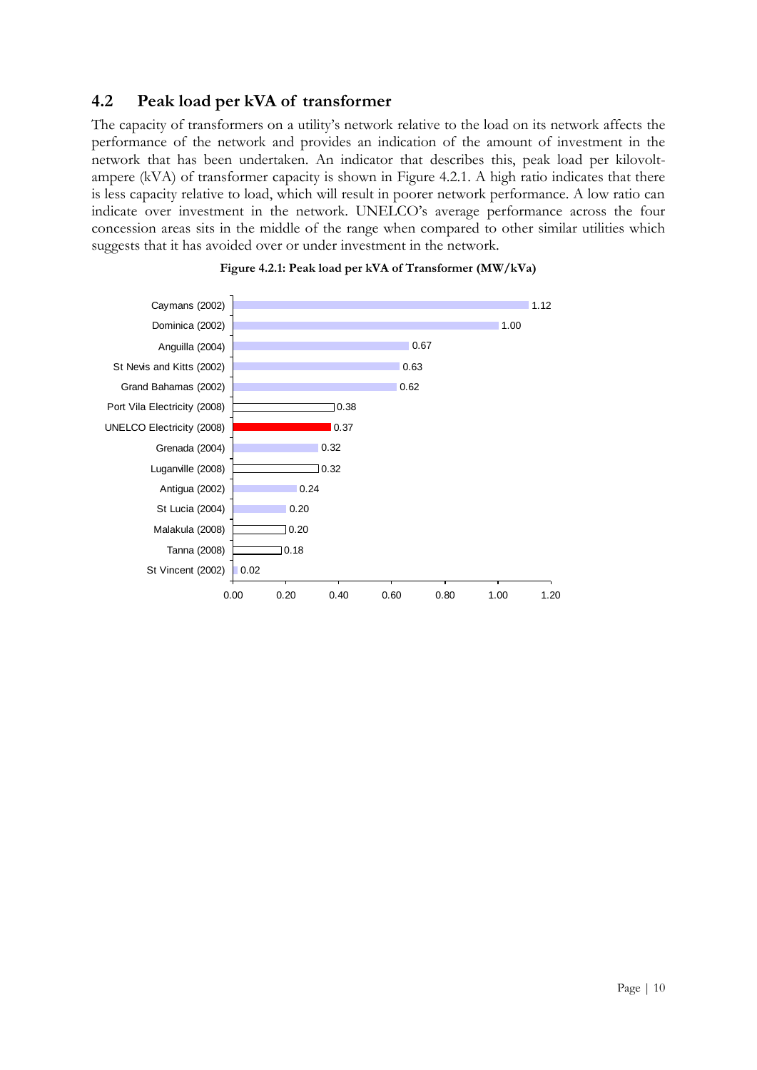## 4.2 Peak load per kVA of transformer

The capacity of transformers on a utility's network relative to the load on its network affects the performance of the network and provides an indication of the amount of investment in the network that has been undertaken. An indicator that describes this, peak load per kilovolt-ampere (kVA) of transformer capacity is shown in Figure 4.2.1. A high ratio indicates that there is less capacity relative to load, which will result in poorer network performance. A low ratio can indicate over investment in the network. UNELCO's average performance across the four concession areas sits in the middle of the range when compared to other similar utilities which suggests that it has avoided over or under investment in the network.

**Figure 4.2.1: Peak load per kVA of Transformer (MW/kVa)**

| Utility | MW/kVa |
|---|---|
| Caymans (2002) | 1.12 |
| Dominica (2002) | 1.00 |
| Anguilla (2004) | 0.67 |
| St Nevis and Kitts (2002) | 0.63 |
| Grand Bahamas (2002) | 0.62 |
| Port Vila Electricity (2008) | 0.38 |
| UNELCO Electricity (2008) | 0.37 |
| Grenada (2004) | 0.32 |
| Luganville (2008) | 0.32 |
| Antigua (2002) | 0.24 |
| St Lucia (2004) | 0.20 |
| Malakula (2008) | 0.20 |
| Tanna (2008) | 0.18 |
| St Vincent (2002) | 0.02 |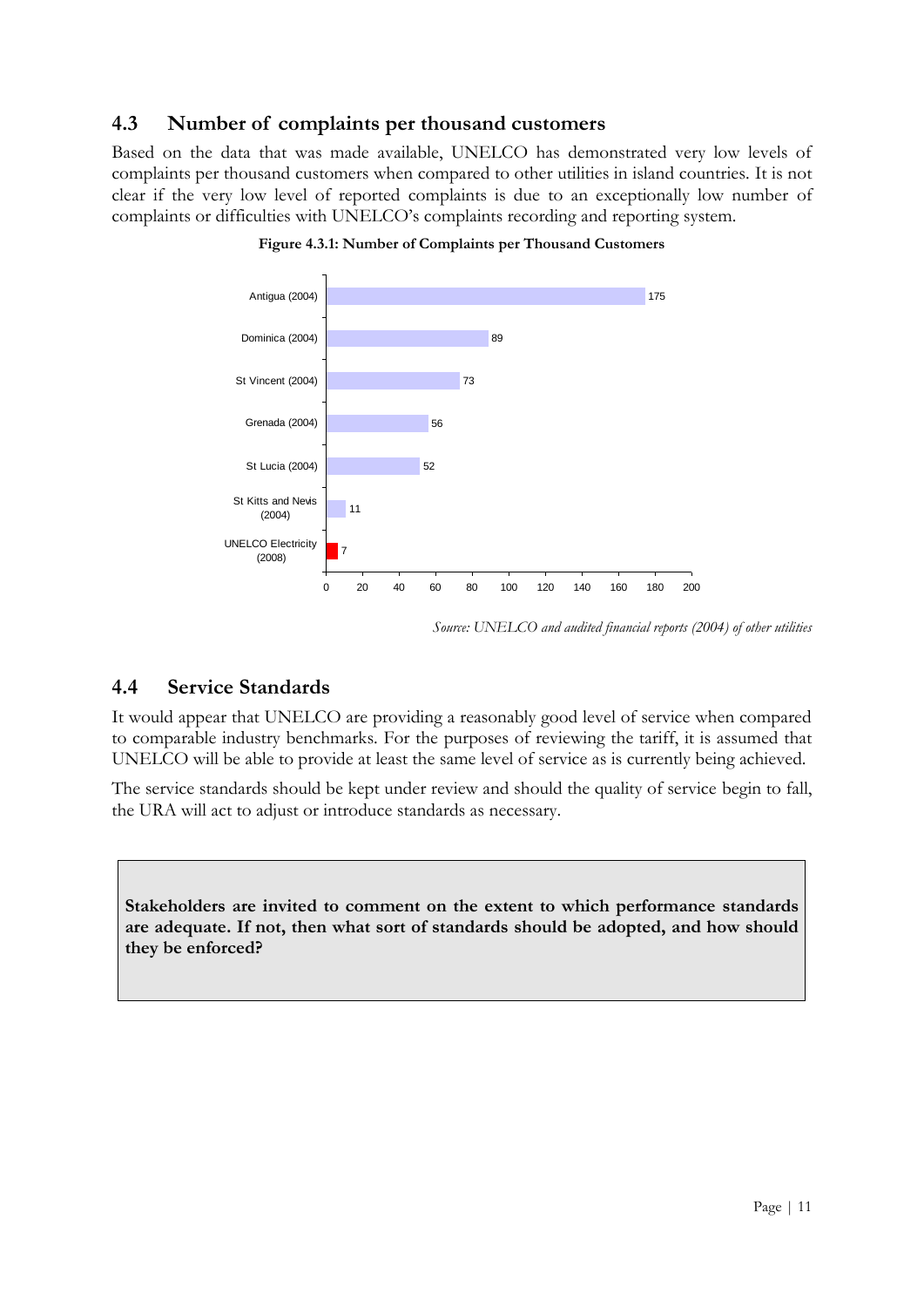## 4.3 Number of complaints per thousand customers

Based on the data that was made available, UNELCO has demonstrated very low levels of complaints per thousand customers when compared to other utilities in island countries. It is not clear if the very low level of reported complaints is due to an exceptionally low number of complaints or difficulties with UNELCO's complaints recording and reporting system.

**Figure 4.3.1: Number of Complaints per Thousand Customers**

| Utility | Complaints per thousand customers |
|---|---|
| Antigua (2004) | 175 |
| Dominica (2004) | 89 |
| St Vincent (2004) | 73 |
| Grenada (2004) | 56 |
| St Lucia (2004) | 52 |
| St Kitts and Nevis (2004) | 11 |
| UNELCO Electricity (2008) | 7 |

*Source: UNELCO and audited financial reports (2004) of other utilities*

## 4.4 Service Standards

It would appear that UNELCO are providing a reasonably good level of service when compared to comparable industry benchmarks. For the purposes of reviewing the tariff, it is assumed that UNELCO will be able to provide at least the same level of service as is currently being achieved.

The service standards should be kept under review and should the quality of service begin to fall, the URA will act to adjust or introduce standards as necessary.

**Stakeholders are invited to comment on the extent to which performance standards are adequate. If not, then what sort of standards should be adopted, and how should they be enforced?**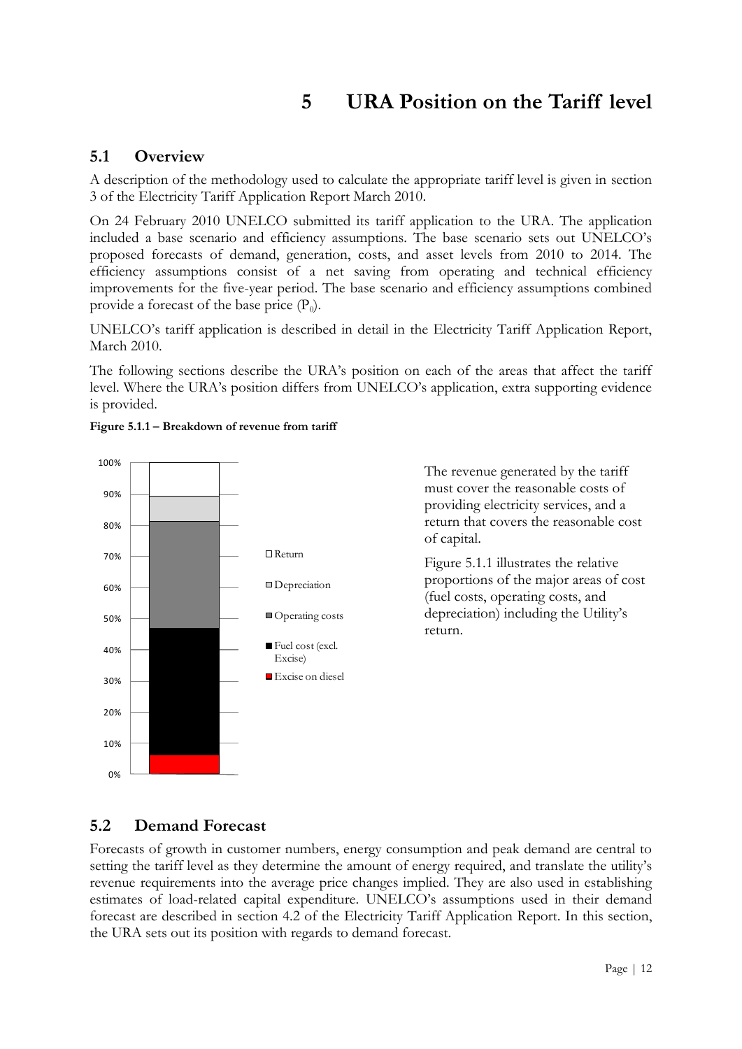# 5 URA Position on the Tariff level

## 5.1 Overview

A description of the methodology used to calculate the appropriate tariff level is given in section 3 of the Electricity Tariff Application Report March 2010.

On 24 February 2010 UNELCO submitted its tariff application to the URA. The application included a base scenario and efficiency assumptions. The base scenario sets out UNELCO's proposed forecasts of demand, generation, costs, and asset levels from 2010 to 2014. The efficiency assumptions consist of a net saving from operating and technical efficiency improvements for the five-year period. The base scenario and efficiency assumptions combined provide a forecast of the base price ($P_0$).

UNELCO's tariff application is described in detail in the Electricity Tariff Application Report, March 2010.

The following sections describe the URA's position on each of the areas that affect the tariff level. Where the URA's position differs from UNELCO's application, extra supporting evidence is provided.

**Figure 5.1.1 – Breakdown of revenue from tariff**

The revenue generated by the tariff must cover the reasonable costs of providing electricity services, and a return that covers the reasonable cost of capital.

Figure 5.1.1 illustrates the relative proportions of the major areas of cost (fuel costs, operating costs, and depreciation) including the Utility's return.

## 5.2 Demand Forecast

Forecasts of growth in customer numbers, energy consumption and peak demand are central to setting the tariff level as they determine the amount of energy required, and translate the utility's revenue requirements into the average price changes implied. They are also used in establishing estimates of load-related capital expenditure. UNELCO's assumptions used in their demand forecast are described in section 4.2 of the Electricity Tariff Application Report. In this section, the URA sets out its position with regards to demand forecast.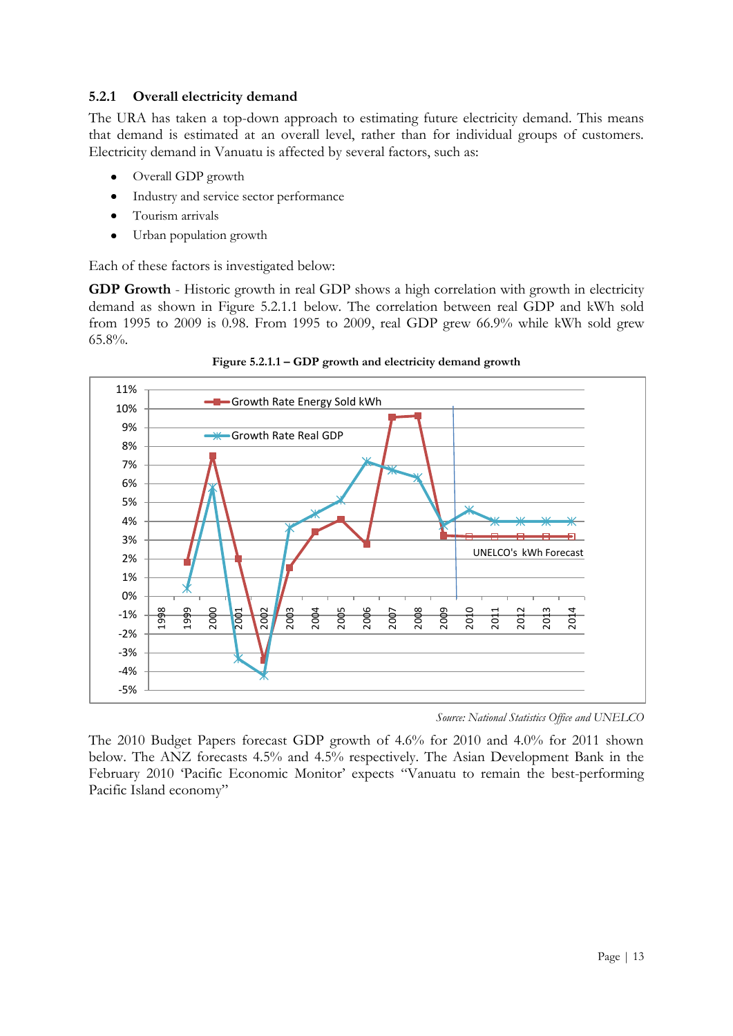### 5.2.1 Overall electricity demand

The URA has taken a top-down approach to estimating future electricity demand. This means that demand is estimated at an overall level, rather than for individual groups of customers. Electricity demand in Vanuatu is affected by several factors, such as:

- Overall GDP growth
- Industry and service sector performance
- Tourism arrivals
- Urban population growth

Each of these factors is investigated below:

**GDP Growth** - Historic growth in real GDP shows a high correlation with growth in electricity demand as shown in Figure 5.2.1.1 below. The correlation between real GDP and kWh sold from 1995 to 2009 is 0.98. From 1995 to 2009, real GDP grew 66.9% while kWh sold grew 65.8%.

**Figure 5.2.1.1 – GDP growth and electricity demand growth**

*Source: National Statistics Office and UNELCO*

The 2010 Budget Papers forecast GDP growth of 4.6% for 2010 and 4.0% for 2011 shown below. The ANZ forecasts 4.5% and 4.5% respectively. The Asian Development Bank in the February 2010 'Pacific Economic Monitor' expects "Vanuatu to remain the best-performing Pacific Island economy"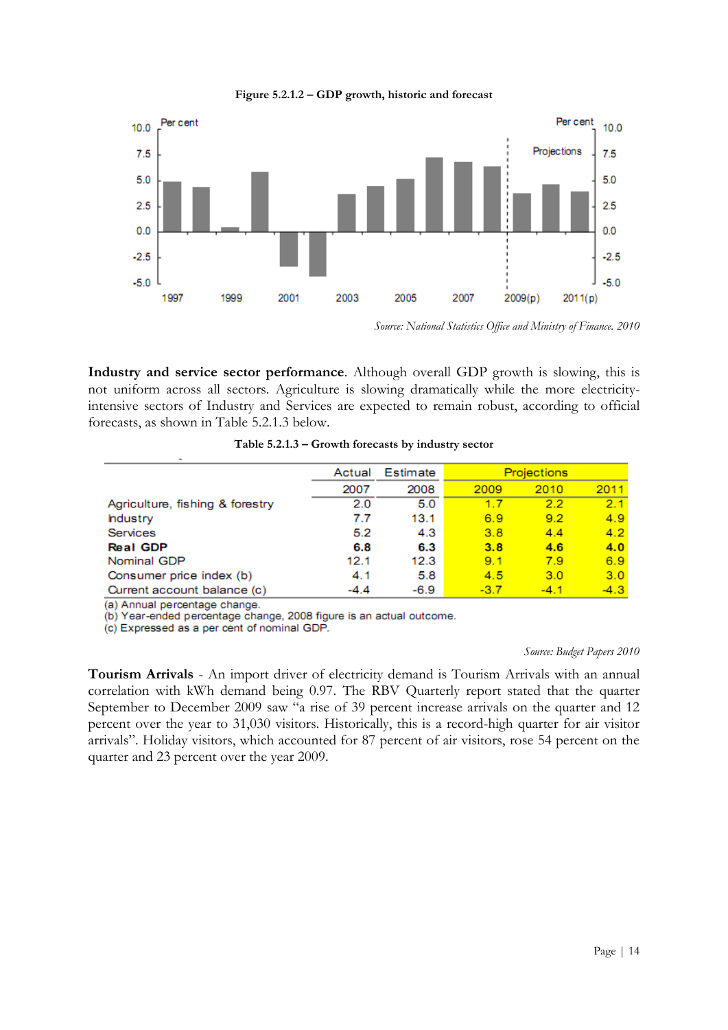**Figure 5.2.1.2 – GDP growth, historic and forecast**

*Source: National Statistics Office and Ministry of Finance. 2010*

**Industry and service sector performance**. Although overall GDP growth is slowing, this is not uniform across all sectors. Agriculture is slowing dramatically while the more electricity-intensive sectors of Industry and Services are expected to remain robust, according to official forecasts, as shown in Table 5.2.1.3 below.

**Table 5.2.1.3 – Growth forecasts by industry sector**

| | Actual | Estimate | Projections | | |
|---|---|---|---|---|---|
| | 2007 | 2008 | 2009 | 2010 | 2011 |
| Agriculture, fishing & forestry | 2.0 | 5.0 | 1.7 | 2.2 | 2.1 |
| Industry | 7.7 | 13.1 | 6.9 | 9.2 | 4.9 |
| Services | 5.2 | 4.3 | 3.8 | 4.4 | 4.2 |
| **Real GDP** | **6.8** | **6.3** | **3.8** | **4.6** | **4.0** |
| Nominal GDP | 12.1 | 12.3 | 9.1 | 7.9 | 6.9 |
| Consumer price index (b) | 4.1 | 5.8 | 4.5 | 3.0 | 3.0 |
| Current account balance (c) | -4.4 | -6.9 | -3.7 | -4.1 | -4.3 |

(a) Annual percentage change.
(b) Year-ended percentage change, 2008 figure is an actual outcome.
(c) Expressed as a per cent of nominal GDP.

*Source: Budget Papers 2010*

**Tourism Arrivals** - An import driver of electricity demand is Tourism Arrivals with an annual correlation with kWh demand being 0.97. The RBV Quarterly report stated that the quarter September to December 2009 saw "a rise of 39 percent increase arrivals on the quarter and 12 percent over the year to 31,030 visitors. Historically, this is a record-high quarter for air visitor arrivals". Holiday visitors, which accounted for 87 percent of air visitors, rose 54 percent on the quarter and 23 percent over the year 2009.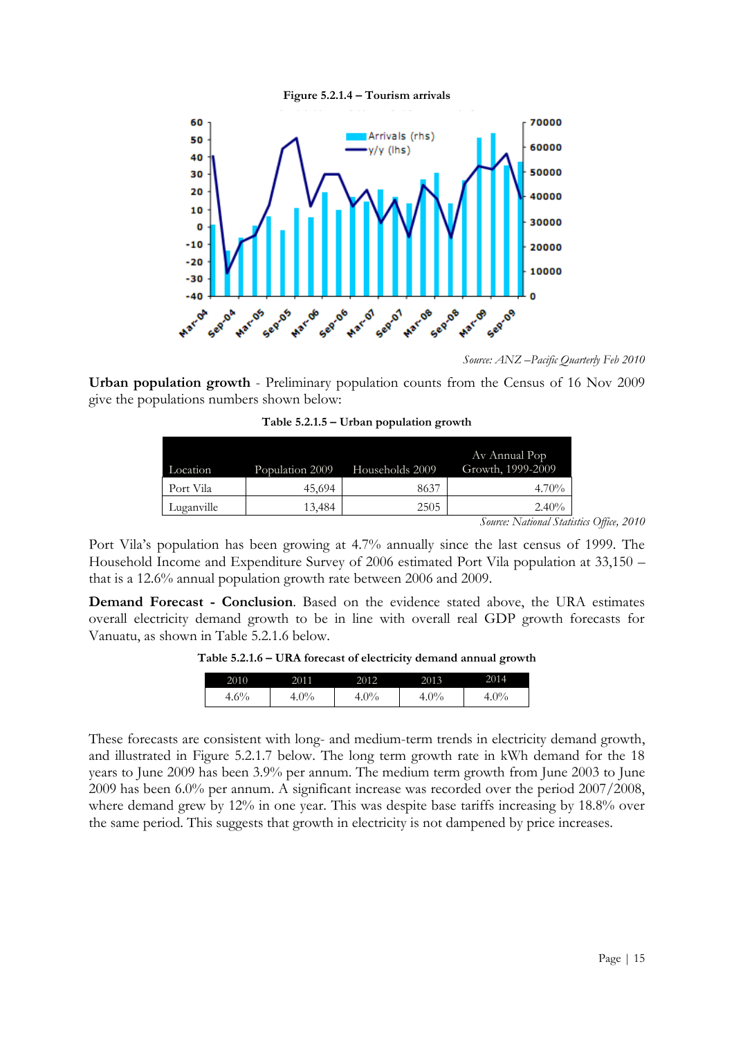**Figure 5.2.1.4 – Tourism arrivals**

*Source: ANZ –Pacific Quarterly Feb 2010*

**Urban population growth** - Preliminary population counts from the Census of 16 Nov 2009 give the populations numbers shown below:

**Table 5.2.1.5 – Urban population growth**

| Location | Population 2009 | Households 2009 | Av Annual Pop Growth, 1999-2009 |
|---|---|---|---|
| Port Vila | 45,694 | 8637 | 4.70% |
| Luganville | 13,484 | 2505 | 2.40% |

*Source: National Statistics Office, 2010*

Port Vila's population has been growing at 4.7% annually since the last census of 1999. The Household Income and Expenditure Survey of 2006 estimated Port Vila population at 33,150 – that is a 12.6% annual population growth rate between 2006 and 2009.

**Demand Forecast - Conclusion**. Based on the evidence stated above, the URA estimates overall electricity demand growth to be in line with overall real GDP growth forecasts for Vanuatu, as shown in Table 5.2.1.6 below.

**Table 5.2.1.6 – URA forecast of electricity demand annual growth**

| 2010 | 2011 | 2012 | 2013 | 2014 |
|---|---|---|---|---|
| 4.6% | 4.0% | 4.0% | 4.0% | 4.0% |

These forecasts are consistent with long- and medium-term trends in electricity demand growth, and illustrated in Figure 5.2.1.7 below. The long term growth rate in kWh demand for the 18 years to June 2009 has been 3.9% per annum. The medium term growth from June 2003 to June 2009 has been 6.0% per annum. A significant increase was recorded over the period 2007/2008, where demand grew by 12% in one year. This was despite base tariffs increasing by 18.8% over the same period. This suggests that growth in electricity is not dampened by price increases.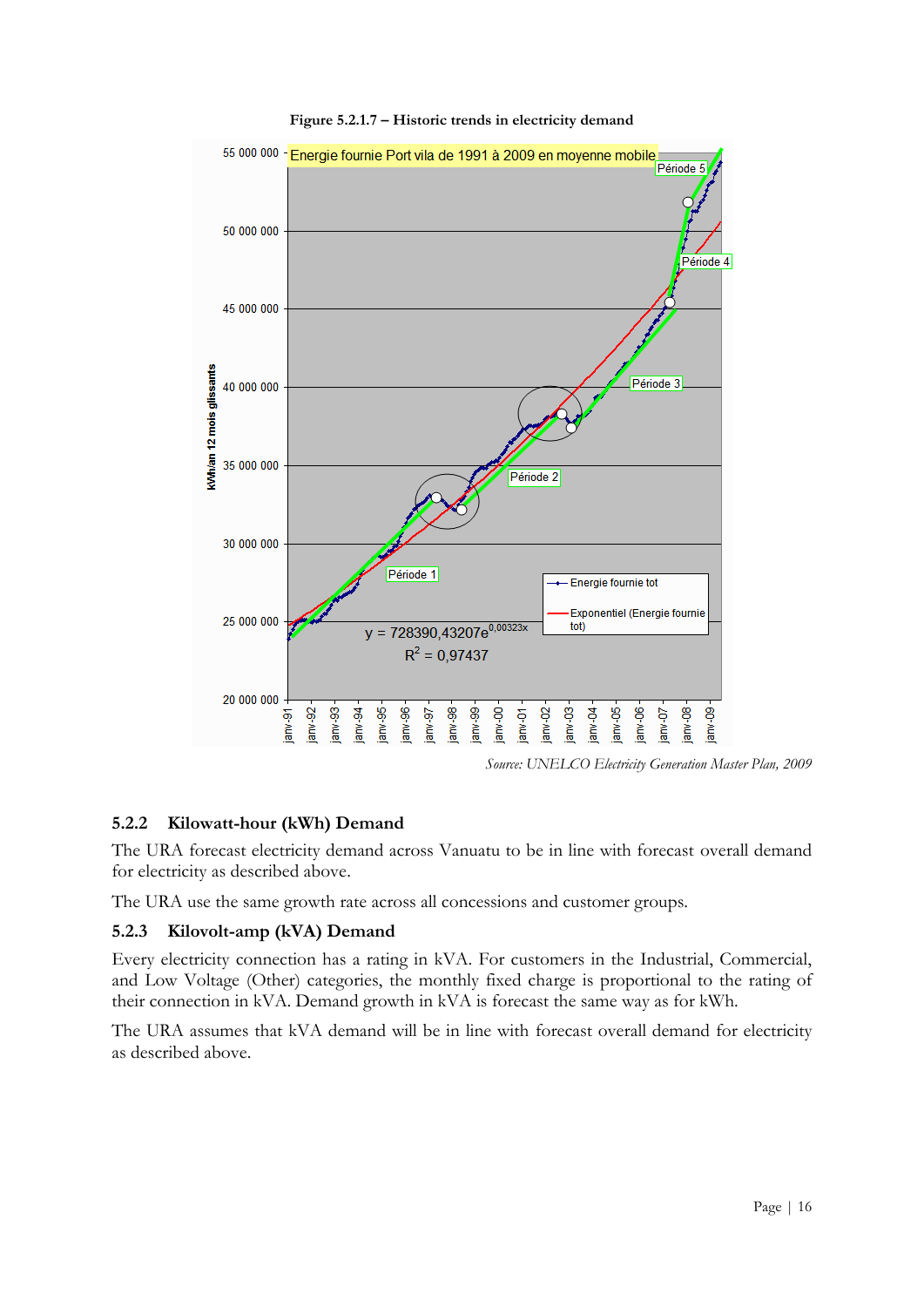**Figure 5.2.1.7 – Historic trends in electricity demand**

*Source: UNELCO Electricity Generation Master Plan, 2009*

### 5.2.2 Kilowatt-hour (kWh) Demand

The URA forecast electricity demand across Vanuatu to be in line with forecast overall demand for electricity as described above.

The URA use the same growth rate across all concessions and customer groups.

### 5.2.3 Kilovolt-amp (kVA) Demand

Every electricity connection has a rating in kVA. For customers in the Industrial, Commercial, and Low Voltage (Other) categories, the monthly fixed charge is proportional to the rating of their connection in kVA. Demand growth in kVA is forecast the same way as for kWh.

The URA assumes that kVA demand will be in line with forecast overall demand for electricity as described above.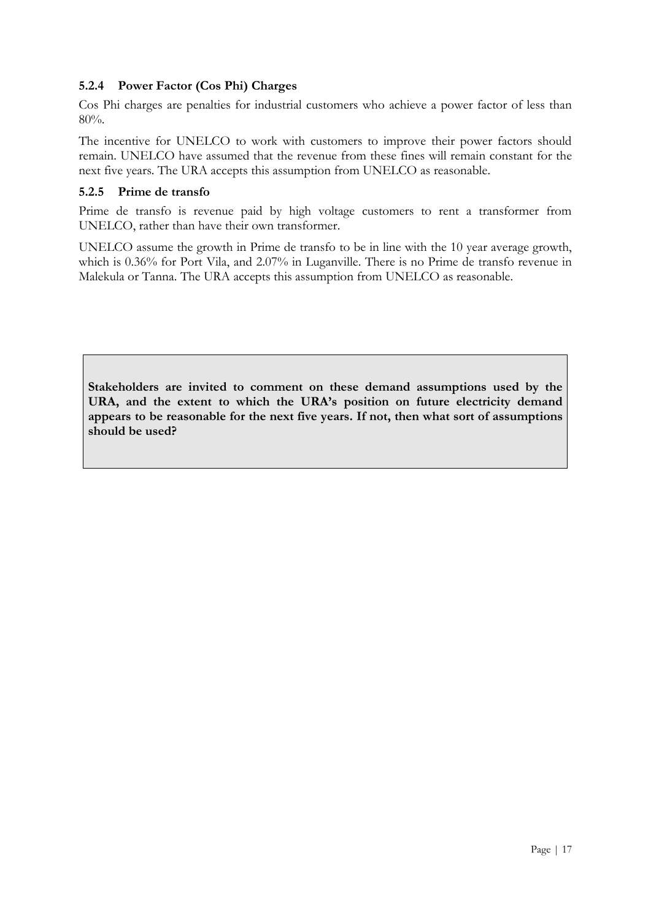### 5.2.4 Power Factor (Cos Phi) Charges

Cos Phi charges are penalties for industrial customers who achieve a power factor of less than 80%.

The incentive for UNELCO to work with customers to improve their power factors should remain. UNELCO have assumed that the revenue from these fines will remain constant for the next five years. The URA accepts this assumption from UNELCO as reasonable.

### 5.2.5 Prime de transfo

Prime de transfo is revenue paid by high voltage customers to rent a transformer from UNELCO, rather than have their own transformer.

UNELCO assume the growth in Prime de transfo to be in line with the 10 year average growth, which is 0.36% for Port Vila, and 2.07% in Luganville. There is no Prime de transfo revenue in Malekula or Tanna. The URA accepts this assumption from UNELCO as reasonable.

> **Stakeholders are invited to comment on these demand assumptions used by the URA, and the extent to which the URA's position on future electricity demand appears to be reasonable for the next five years. If not, then what sort of assumptions should be used?**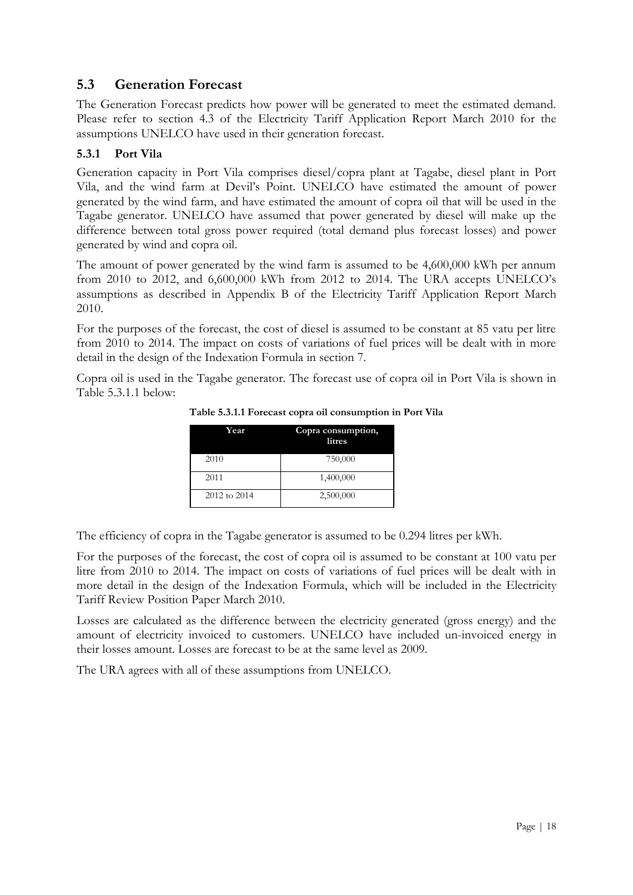## 5.3 Generation Forecast

The Generation Forecast predicts how power will be generated to meet the estimated demand. Please refer to section 4.3 of the Electricity Tariff Application Report March 2010 for the assumptions UNELCO have used in their generation forecast.

### 5.3.1 Port Vila

Generation capacity in Port Vila comprises diesel/copra plant at Tagabe, diesel plant in Port Vila, and the wind farm at Devil's Point. UNELCO have estimated the amount of power generated by the wind farm, and have estimated the amount of copra oil that will be used in the Tagabe generator. UNELCO have assumed that power generated by diesel will make up the difference between total gross power required (total demand plus forecast losses) and power generated by wind and copra oil.

The amount of power generated by the wind farm is assumed to be 4,600,000 kWh per annum from 2010 to 2012, and 6,600,000 kWh from 2012 to 2014. The URA accepts UNELCO's assumptions as described in Appendix B of the Electricity Tariff Application Report March 2010.

For the purposes of the forecast, the cost of diesel is assumed to be constant at 85 vatu per litre from 2010 to 2014. The impact on costs of variations of fuel prices will be dealt with in more detail in the design of the Indexation Formula in section 7.

Copra oil is used in the Tagabe generator. The forecast use of copra oil in Port Vila is shown in Table 5.3.1.1 below:

**Table 5.3.1.1 Forecast copra oil consumption in Port Vila**

| Year | Copra consumption, litres |
|---|---|
| 2010 | 750,000 |
| 2011 | 1,400,000 |
| 2012 to 2014 | 2,500,000 |

The efficiency of copra in the Tagabe generator is assumed to be 0.294 litres per kWh.

For the purposes of the forecast, the cost of copra oil is assumed to be constant at 100 vatu per litre from 2010 to 2014. The impact on costs of variations of fuel prices will be dealt with in more detail in the design of the Indexation Formula, which will be included in the Electricity Tariff Review Position Paper March 2010.

Losses are calculated as the difference between the electricity generated (gross energy) and the amount of electricity invoiced to customers. UNELCO have included un-invoiced energy in their losses amount. Losses are forecast to be at the same level as 2009.

The URA agrees with all of these assumptions from UNELCO.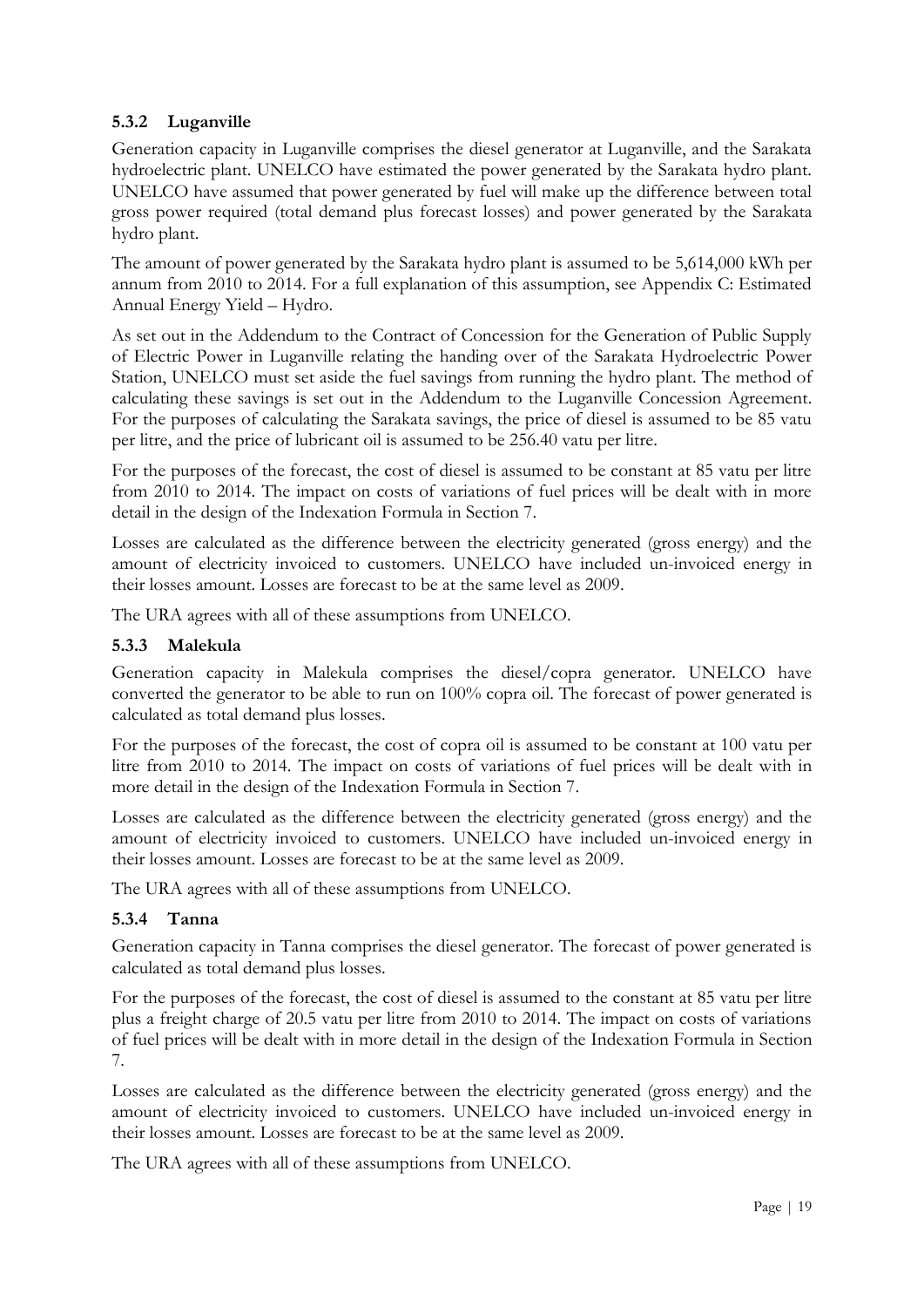### 5.3.2 Luganville

Generation capacity in Luganville comprises the diesel generator at Luganville, and the Sarakata hydroelectric plant. UNELCO have estimated the power generated by the Sarakata hydro plant. UNELCO have assumed that power generated by fuel will make up the difference between total gross power required (total demand plus forecast losses) and power generated by the Sarakata hydro plant.

The amount of power generated by the Sarakata hydro plant is assumed to be 5,614,000 kWh per annum from 2010 to 2014. For a full explanation of this assumption, see Appendix C: Estimated Annual Energy Yield – Hydro.

As set out in the Addendum to the Contract of Concession for the Generation of Public Supply of Electric Power in Luganville relating the handing over of the Sarakata Hydroelectric Power Station, UNELCO must set aside the fuel savings from running the hydro plant. The method of calculating these savings is set out in the Addendum to the Luganville Concession Agreement. For the purposes of calculating the Sarakata savings, the price of diesel is assumed to be 85 vatu per litre, and the price of lubricant oil is assumed to be 256.40 vatu per litre.

For the purposes of the forecast, the cost of diesel is assumed to be constant at 85 vatu per litre from 2010 to 2014. The impact on costs of variations of fuel prices will be dealt with in more detail in the design of the Indexation Formula in Section 7.

Losses are calculated as the difference between the electricity generated (gross energy) and the amount of electricity invoiced to customers. UNELCO have included un-invoiced energy in their losses amount. Losses are forecast to be at the same level as 2009.

The URA agrees with all of these assumptions from UNELCO.

### 5.3.3 Malekula

Generation capacity in Malekula comprises the diesel/copra generator. UNELCO have converted the generator to be able to run on 100% copra oil. The forecast of power generated is calculated as total demand plus losses.

For the purposes of the forecast, the cost of copra oil is assumed to be constant at 100 vatu per litre from 2010 to 2014. The impact on costs of variations of fuel prices will be dealt with in more detail in the design of the Indexation Formula in Section 7.

Losses are calculated as the difference between the electricity generated (gross energy) and the amount of electricity invoiced to customers. UNELCO have included un-invoiced energy in their losses amount. Losses are forecast to be at the same level as 2009.

The URA agrees with all of these assumptions from UNELCO.

### 5.3.4 Tanna

Generation capacity in Tanna comprises the diesel generator. The forecast of power generated is calculated as total demand plus losses.

For the purposes of the forecast, the cost of diesel is assumed to the constant at 85 vatu per litre plus a freight charge of 20.5 vatu per litre from 2010 to 2014. The impact on costs of variations of fuel prices will be dealt with in more detail in the design of the Indexation Formula in Section 7.

Losses are calculated as the difference between the electricity generated (gross energy) and the amount of electricity invoiced to customers. UNELCO have included un-invoiced energy in their losses amount. Losses are forecast to be at the same level as 2009.

The URA agrees with all of these assumptions from UNELCO.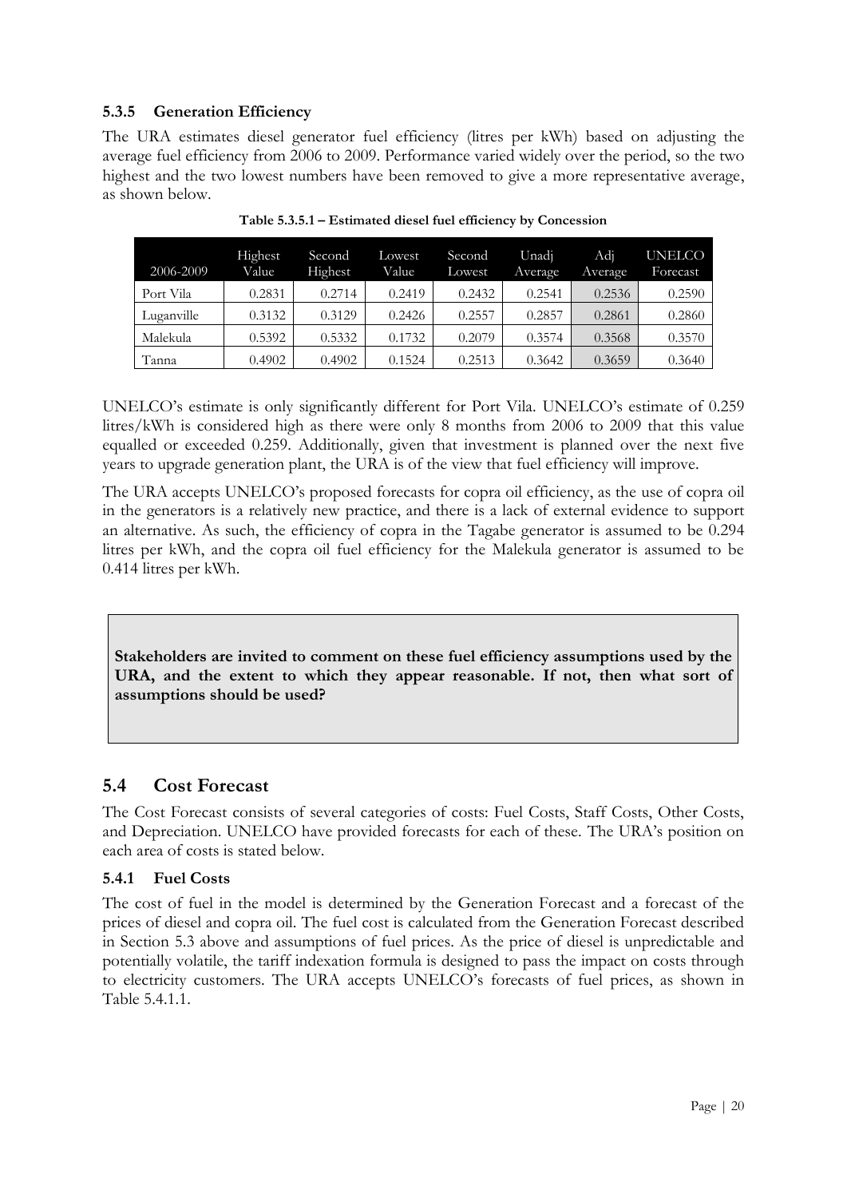### 5.3.5 Generation Efficiency

The URA estimates diesel generator fuel efficiency (litres per kWh) based on adjusting the average fuel efficiency from 2006 to 2009. Performance varied widely over the period, so the two highest and the two lowest numbers have been removed to give a more representative average, as shown below.

**Table 5.3.5.1 – Estimated diesel fuel efficiency by Concession**

| 2006-2009 | Highest Value | Second Highest | Lowest Value | Second Lowest | Unadj Average | Adj Average | UNELCO Forecast |
|---|---|---|---|---|---|---|---|
| Port Vila | 0.2831 | 0.2714 | 0.2419 | 0.2432 | 0.2541 | 0.2536 | 0.2590 |
| Luganville | 0.3132 | 0.3129 | 0.2426 | 0.2557 | 0.2857 | 0.2861 | 0.2860 |
| Malekula | 0.5392 | 0.5332 | 0.1732 | 0.2079 | 0.3574 | 0.3568 | 0.3570 |
| Tanna | 0.4902 | 0.4902 | 0.1524 | 0.2513 | 0.3642 | 0.3659 | 0.3640 |

UNELCO's estimate is only significantly different for Port Vila. UNELCO's estimate of 0.259 litres/kWh is considered high as there were only 8 months from 2006 to 2009 that this value equalled or exceeded 0.259. Additionally, given that investment is planned over the next five years to upgrade generation plant, the URA is of the view that fuel efficiency will improve.

The URA accepts UNELCO's proposed forecasts for copra oil efficiency, as the use of copra oil in the generators is a relatively new practice, and there is a lack of external evidence to support an alternative. As such, the efficiency of copra in the Tagabe generator is assumed to be 0.294 litres per kWh, and the copra oil fuel efficiency for the Malekula generator is assumed to be 0.414 litres per kWh.

**Stakeholders are invited to comment on these fuel efficiency assumptions used by the URA, and the extent to which they appear reasonable. If not, then what sort of assumptions should be used?**

## 5.4 Cost Forecast

The Cost Forecast consists of several categories of costs: Fuel Costs, Staff Costs, Other Costs, and Depreciation. UNELCO have provided forecasts for each of these. The URA's position on each area of costs is stated below.

### 5.4.1 Fuel Costs

The cost of fuel in the model is determined by the Generation Forecast and a forecast of the prices of diesel and copra oil. The fuel cost is calculated from the Generation Forecast described in Section 5.3 above and assumptions of fuel prices. As the price of diesel is unpredictable and potentially volatile, the tariff indexation formula is designed to pass the impact on costs through to electricity customers. The URA accepts UNELCO's forecasts of fuel prices, as shown in Table 5.4.1.1.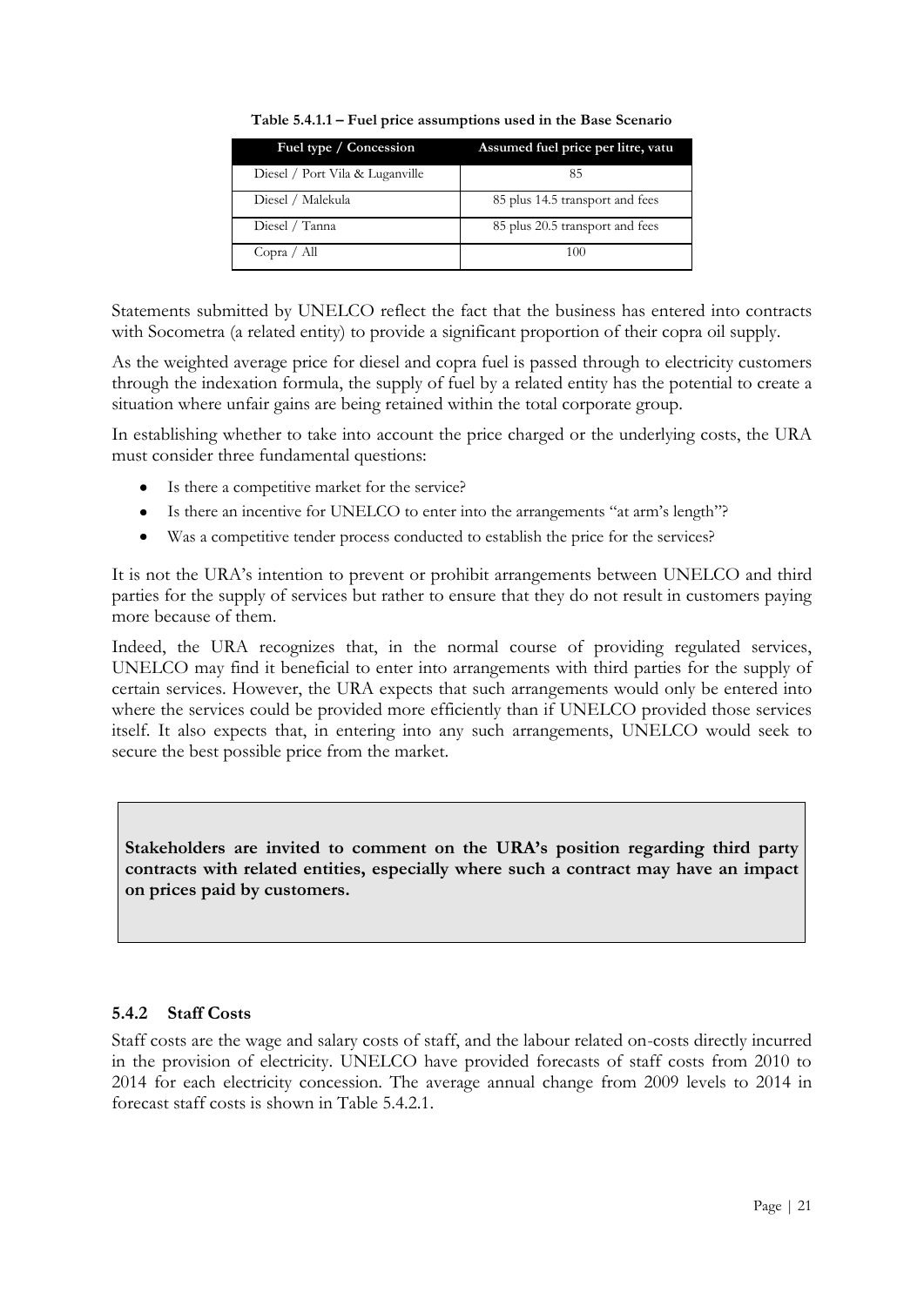**Table 5.4.1.1 – Fuel price assumptions used in the Base Scenario**

| Fuel type / Concession | Assumed fuel price per litre, vatu |
|---|---|
| Diesel / Port Vila & Luganville | 85 |
| Diesel / Malekula | 85 plus 14.5 transport and fees |
| Diesel / Tanna | 85 plus 20.5 transport and fees |
| Copra / All | 100 |

Statements submitted by UNELCO reflect the fact that the business has entered into contracts with Socometra (a related entity) to provide a significant proportion of their copra oil supply.

As the weighted average price for diesel and copra fuel is passed through to electricity customers through the indexation formula, the supply of fuel by a related entity has the potential to create a situation where unfair gains are being retained within the total corporate group.

In establishing whether to take into account the price charged or the underlying costs, the URA must consider three fundamental questions:

- Is there a competitive market for the service?
- Is there an incentive for UNELCO to enter into the arrangements "at arm's length"?
- Was a competitive tender process conducted to establish the price for the services?

It is not the URA's intention to prevent or prohibit arrangements between UNELCO and third parties for the supply of services but rather to ensure that they do not result in customers paying more because of them.

Indeed, the URA recognizes that, in the normal course of providing regulated services, UNELCO may find it beneficial to enter into arrangements with third parties for the supply of certain services. However, the URA expects that such arrangements would only be entered into where the services could be provided more efficiently than if UNELCO provided those services itself. It also expects that, in entering into any such arrangements, UNELCO would seek to secure the best possible price from the market.

**Stakeholders are invited to comment on the URA's position regarding third party contracts with related entities, especially where such a contract may have an impact on prices paid by customers.**

### 5.4.2 Staff Costs

Staff costs are the wage and salary costs of staff, and the labour related on-costs directly incurred in the provision of electricity. UNELCO have provided forecasts of staff costs from 2010 to 2014 for each electricity concession. The average annual change from 2009 levels to 2014 in forecast staff costs is shown in Table 5.4.2.1.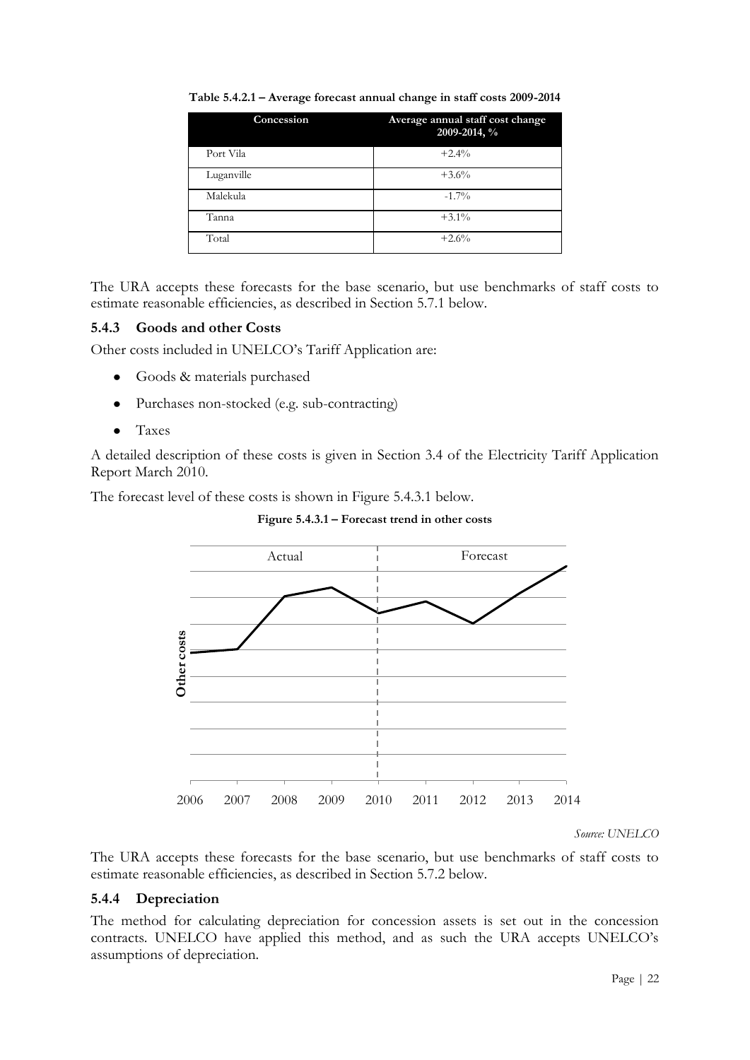**Table 5.4.2.1 – Average forecast annual change in staff costs 2009-2014**

| Concession | Average annual staff cost change 2009-2014, % |
| --- | --- |
| Port Vila | +2.4% |
| Luganville | +3.6% |
| Malekula | -1.7% |
| Tanna | +3.1% |
| Total | +2.6% |

The URA accepts these forecasts for the base scenario, but use benchmarks of staff costs to estimate reasonable efficiencies, as described in Section 5.7.1 below.

### 5.4.3 Goods and other Costs

Other costs included in UNELCO's Tariff Application are:

- Goods & materials purchased
- Purchases non-stocked (e.g. sub-contracting)
- Taxes

A detailed description of these costs is given in Section 3.4 of the Electricity Tariff Application Report March 2010.

The forecast level of these costs is shown in Figure 5.4.3.1 below.

**Figure 5.4.3.1 – Forecast trend in other costs**

*Source: UNELCO*

The URA accepts these forecasts for the base scenario, but use benchmarks of staff costs to estimate reasonable efficiencies, as described in Section 5.7.2 below.

### 5.4.4 Depreciation

The method for calculating depreciation for concession assets is set out in the concession contracts. UNELCO have applied this method, and as such the URA accepts UNELCO's assumptions of depreciation.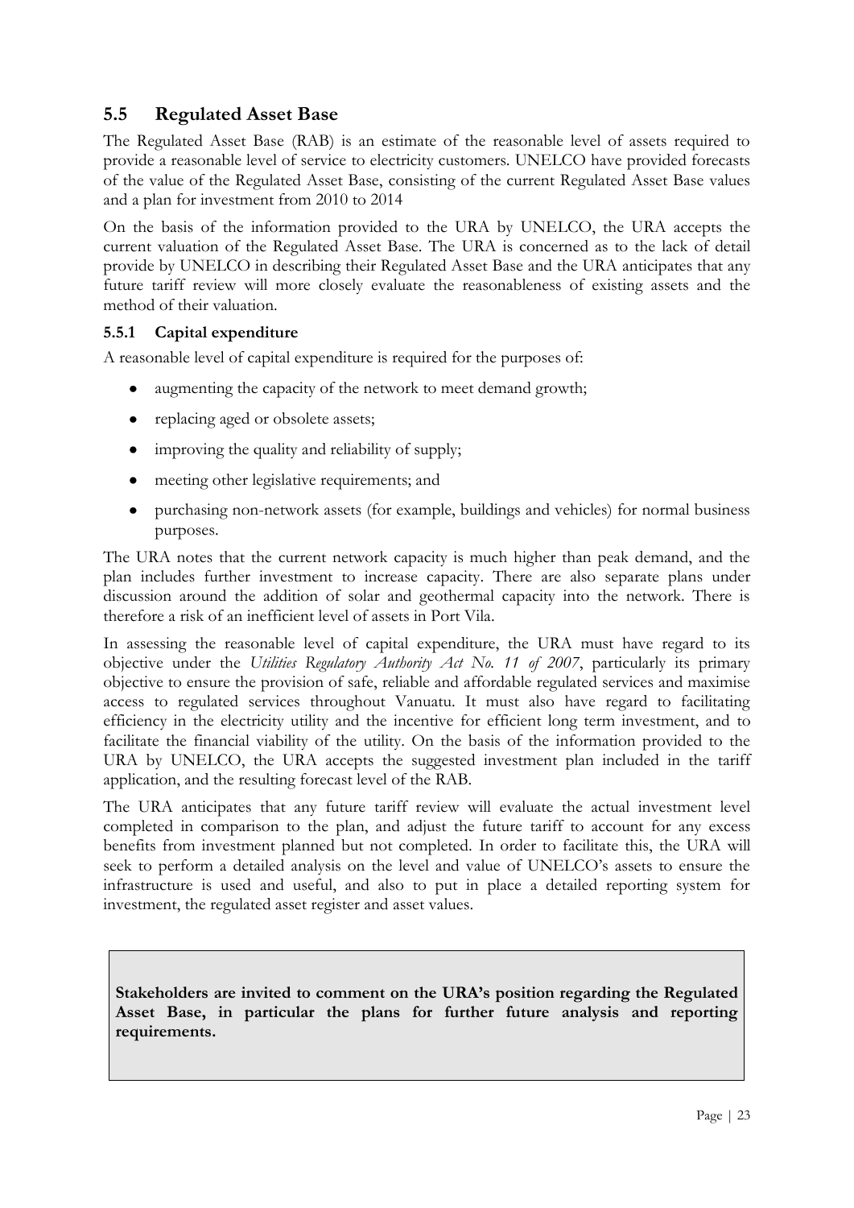## 5.5 Regulated Asset Base

The Regulated Asset Base (RAB) is an estimate of the reasonable level of assets required to provide a reasonable level of service to electricity customers. UNELCO have provided forecasts of the value of the Regulated Asset Base, consisting of the current Regulated Asset Base values and a plan for investment from 2010 to 2014

On the basis of the information provided to the URA by UNELCO, the URA accepts the current valuation of the Regulated Asset Base. The URA is concerned as to the lack of detail provide by UNELCO in describing their Regulated Asset Base and the URA anticipates that any future tariff review will more closely evaluate the reasonableness of existing assets and the method of their valuation.

### 5.5.1 Capital expenditure

A reasonable level of capital expenditure is required for the purposes of:

- augmenting the capacity of the network to meet demand growth;
- replacing aged or obsolete assets;
- improving the quality and reliability of supply;
- meeting other legislative requirements; and
- purchasing non-network assets (for example, buildings and vehicles) for normal business purposes.

The URA notes that the current network capacity is much higher than peak demand, and the plan includes further investment to increase capacity. There are also separate plans under discussion around the addition of solar and geothermal capacity into the network. There is therefore a risk of an inefficient level of assets in Port Vila.

In assessing the reasonable level of capital expenditure, the URA must have regard to its objective under the *Utilities Regulatory Authority Act No. 11 of 2007*, particularly its primary objective to ensure the provision of safe, reliable and affordable regulated services and maximise access to regulated services throughout Vanuatu. It must also have regard to facilitating efficiency in the electricity utility and the incentive for efficient long term investment, and to facilitate the financial viability of the utility. On the basis of the information provided to the URA by UNELCO, the URA accepts the suggested investment plan included in the tariff application, and the resulting forecast level of the RAB.

The URA anticipates that any future tariff review will evaluate the actual investment level completed in comparison to the plan, and adjust the future tariff to account for any excess benefits from investment planned but not completed. In order to facilitate this, the URA will seek to perform a detailed analysis on the level and value of UNELCO's assets to ensure the infrastructure is used and useful, and also to put in place a detailed reporting system for investment, the regulated asset register and asset values.

**Stakeholders are invited to comment on the URA's position regarding the Regulated Asset Base, in particular the plans for further future analysis and reporting requirements.**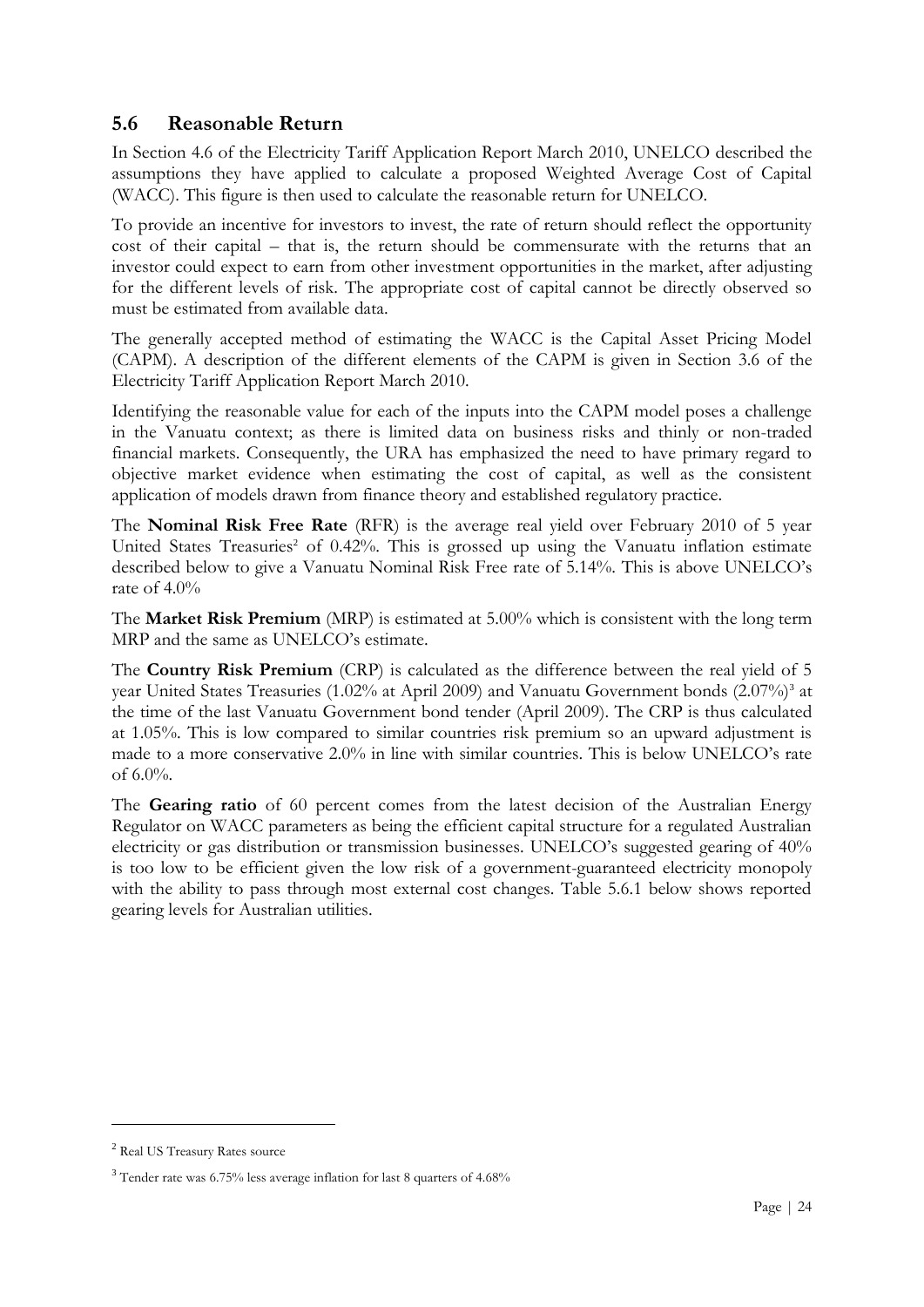## 5.6 Reasonable Return

In Section 4.6 of the Electricity Tariff Application Report March 2010, UNELCO described the assumptions they have applied to calculate a proposed Weighted Average Cost of Capital (WACC). This figure is then used to calculate the reasonable return for UNELCO.

To provide an incentive for investors to invest, the rate of return should reflect the opportunity cost of their capital – that is, the return should be commensurate with the returns that an investor could expect to earn from other investment opportunities in the market, after adjusting for the different levels of risk. The appropriate cost of capital cannot be directly observed so must be estimated from available data.

The generally accepted method of estimating the WACC is the Capital Asset Pricing Model (CAPM). A description of the different elements of the CAPM is given in Section 3.6 of the Electricity Tariff Application Report March 2010.

Identifying the reasonable value for each of the inputs into the CAPM model poses a challenge in the Vanuatu context; as there is limited data on business risks and thinly or non-traded financial markets. Consequently, the URA has emphasized the need to have primary regard to objective market evidence when estimating the cost of capital, as well as the consistent application of models drawn from finance theory and established regulatory practice.

The **Nominal Risk Free Rate** (RFR) is the average real yield over February 2010 of 5 year United States Treasuries[2] of 0.42%. This is grossed up using the Vanuatu inflation estimate described below to give a Vanuatu Nominal Risk Free rate of 5.14%. This is above UNELCO's rate of 4.0%

The **Market Risk Premium** (MRP) is estimated at 5.00% which is consistent with the long term MRP and the same as UNELCO's estimate.

The **Country Risk Premium** (CRP) is calculated as the difference between the real yield of 5 year United States Treasuries (1.02% at April 2009) and Vanuatu Government bonds (2.07%)[3] at the time of the last Vanuatu Government bond tender (April 2009). The CRP is thus calculated at 1.05%. This is low compared to similar countries risk premium so an upward adjustment is made to a more conservative 2.0% in line with similar countries. This is below UNELCO's rate of 6.0%.

The **Gearing ratio** of 60 percent comes from the latest decision of the Australian Energy Regulator on WACC parameters as being the efficient capital structure for a regulated Australian electricity or gas distribution or transmission businesses. UNELCO's suggested gearing of 40% is too low to be efficient given the low risk of a government-guaranteed electricity monopoly with the ability to pass through most external cost changes. Table 5.6.1 below shows reported gearing levels for Australian utilities.

---

[2] Real US Treasury Rates source

[3] Tender rate was 6.75% less average inflation for last 8 quarters of 4.68%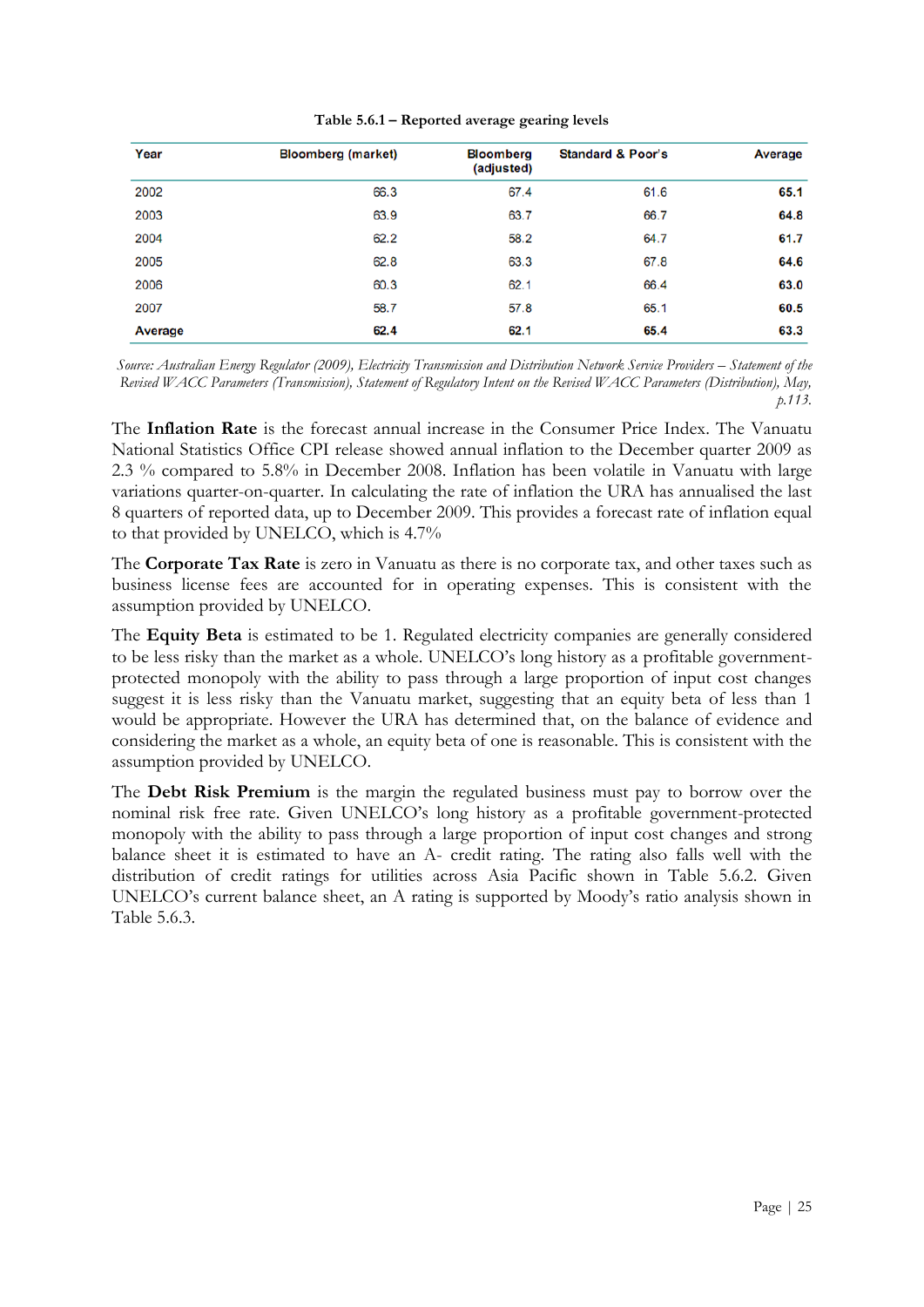Table 5.6.1 – Reported average gearing levels

| Year | Bloomberg (market) | Bloomberg (adjusted) | Standard & Poor's | Average |
|---|---|---|---|---|
| 2002 | 66.3 | 67.4 | 61.6 | **65.1** |
| 2003 | 63.9 | 63.7 | 66.7 | **64.8** |
| 2004 | 62.2 | 58.2 | 64.7 | **61.7** |
| 2005 | 62.8 | 63.3 | 67.8 | **64.6** |
| 2006 | 60.3 | 62.1 | 66.4 | **63.0** |
| 2007 | 58.7 | 57.8 | 65.1 | **60.5** |
| **Average** | **62.4** | **62.1** | **65.4** | **63.3** |

*Source: Australian Energy Regulator (2009), Electricity Transmission and Distribution Network Service Providers – Statement of the Revised WACC Parameters (Transmission), Statement of Regulatory Intent on the Revised WACC Parameters (Distribution), May, p.113.*

The **Inflation Rate** is the forecast annual increase in the Consumer Price Index. The Vanuatu National Statistics Office CPI release showed annual inflation to the December quarter 2009 as 2.3 % compared to 5.8% in December 2008. Inflation has been volatile in Vanuatu with large variations quarter-on-quarter. In calculating the rate of inflation the URA has annualised the last 8 quarters of reported data, up to December 2009. This provides a forecast rate of inflation equal to that provided by UNELCO, which is 4.7%

The **Corporate Tax Rate** is zero in Vanuatu as there is no corporate tax, and other taxes such as business license fees are accounted for in operating expenses. This is consistent with the assumption provided by UNELCO.

The **Equity Beta** is estimated to be 1. Regulated electricity companies are generally considered to be less risky than the market as a whole. UNELCO's long history as a profitable government-protected monopoly with the ability to pass through a large proportion of input cost changes suggest it is less risky than the Vanuatu market, suggesting that an equity beta of less than 1 would be appropriate. However the URA has determined that, on the balance of evidence and considering the market as a whole, an equity beta of one is reasonable. This is consistent with the assumption provided by UNELCO.

The **Debt Risk Premium** is the margin the regulated business must pay to borrow over the nominal risk free rate. Given UNELCO's long history as a profitable government-protected monopoly with the ability to pass through a large proportion of input cost changes and strong balance sheet it is estimated to have an A- credit rating. The rating also falls well with the distribution of credit ratings for utilities across Asia Pacific shown in Table 5.6.2. Given UNELCO's current balance sheet, an A rating is supported by Moody's ratio analysis shown in Table 5.6.3.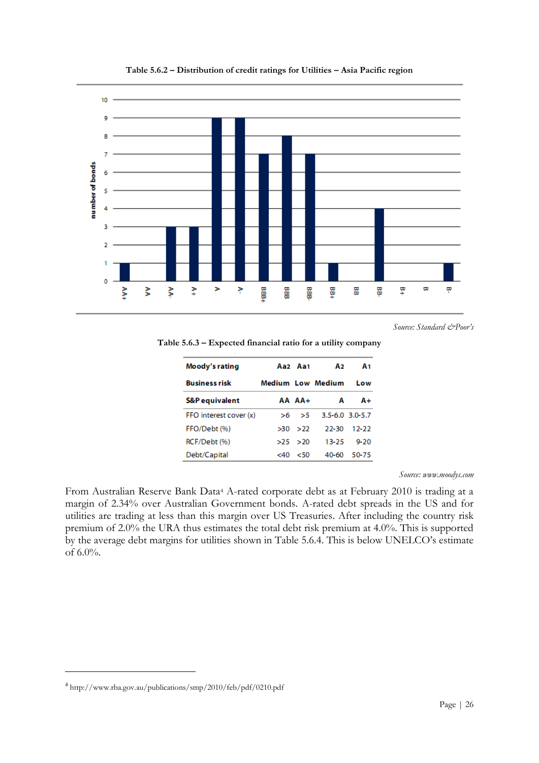**Table 5.6.2 – Distribution of credit ratings for Utilities – Asia Pacific region**

| Rating | Number of bonds |
|---|---|
| AA+ | 1 |
| AA | 0 |
| AA- | 3 |
| A+ | 3 |
| A | 9 |
| A- | 9 |
| BBB+ | 7 |
| BBB | 8 |
| BBB- | 7 |
| BB+ | 1 |
| BB | 0 |
| BB- | 4 |
| B+ | 0 |
| B | 0 |
| B- | 1 |

*Source: Standard &Poor's*

**Table 5.6.3 – Expected financial ratio for a utility company**

| Moody's rating | Aa2 | Aa1 | A2 | A1 |
|---|---|---|---|---|
| Business risk | Medium | Low | Medium | Low |
| S&P equivalent | AA | AA+ | A | A+ |
| FFO interest cover (x) | >6 | >5 | 3.5-6.0 | 3.0-5.7 |
| FFO/Debt (%) | >30 | >22 | 22-30 | 12-22 |
| RCF/Debt (%) | >25 | >20 | 13-25 | 9-20 |
| Debt/Capital | <40 | <50 | 40-60 | 50-75 |

*Source: www.moodys.com*

From Australian Reserve Bank Data[4] A-rated corporate debt as at February 2010 is trading at a margin of 2.34% over Australian Government bonds. A-rated debt spreads in the US and for utilities are trading at less than this margin over US Treasuries. After including the country risk premium of 2.0% the URA thus estimates the total debt risk premium at 4.0%. This is supported by the average debt margins for utilities shown in Table 5.6.4. This is below UNELCO's estimate of 6.0%.

[4] http://www.rba.gov.au/publications/smp/2010/feb/pdf/0210.pdf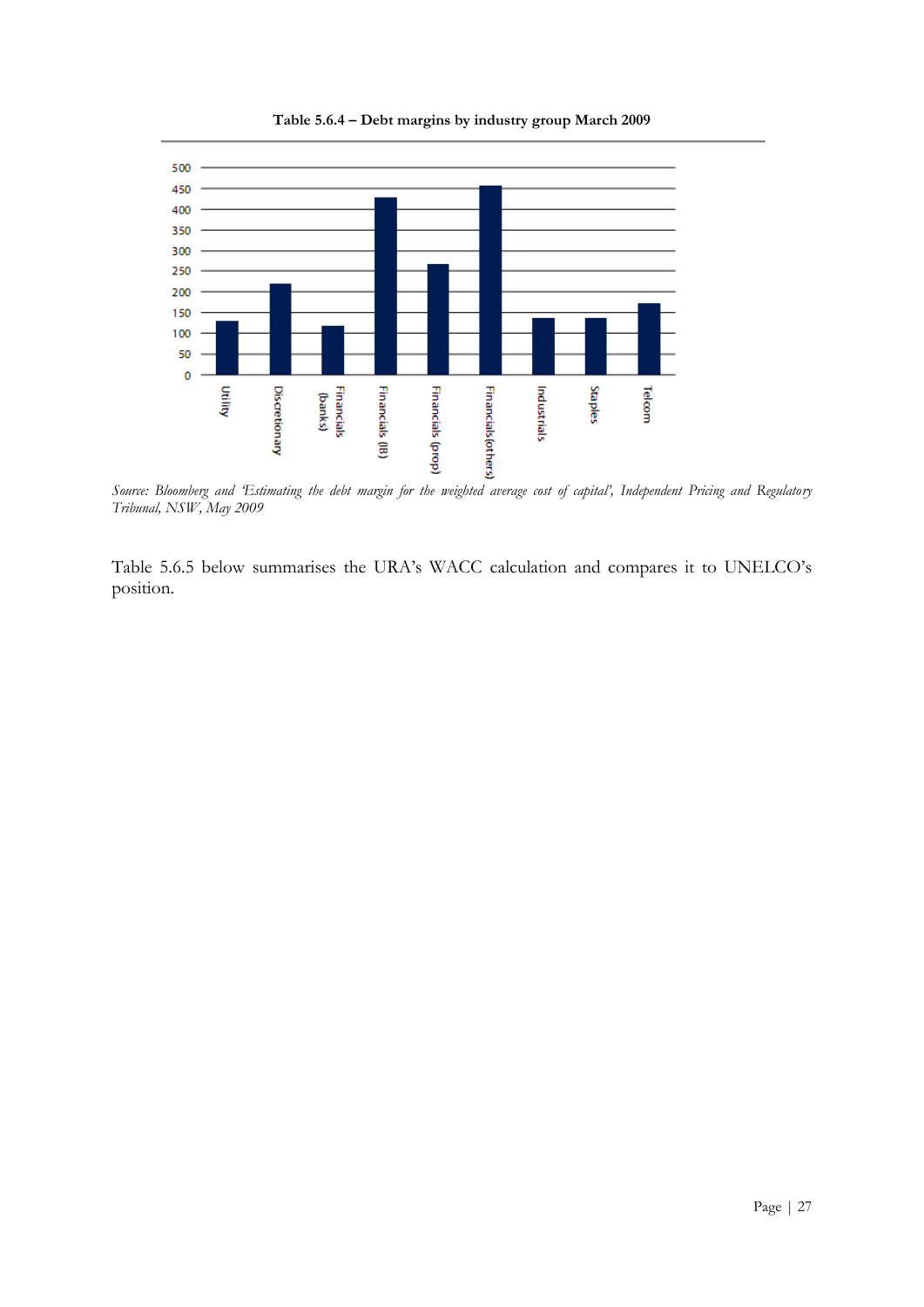**Table 5.6.4 – Debt margins by industry group March 2009**

*Source: Bloomberg and 'Estimating the debt margin for the weighted average cost of capital', Independent Pricing and Regulatory Tribunal, NSW, May 2009*

Table 5.6.5 below summarises the URA's WACC calculation and compares it to UNELCO's position.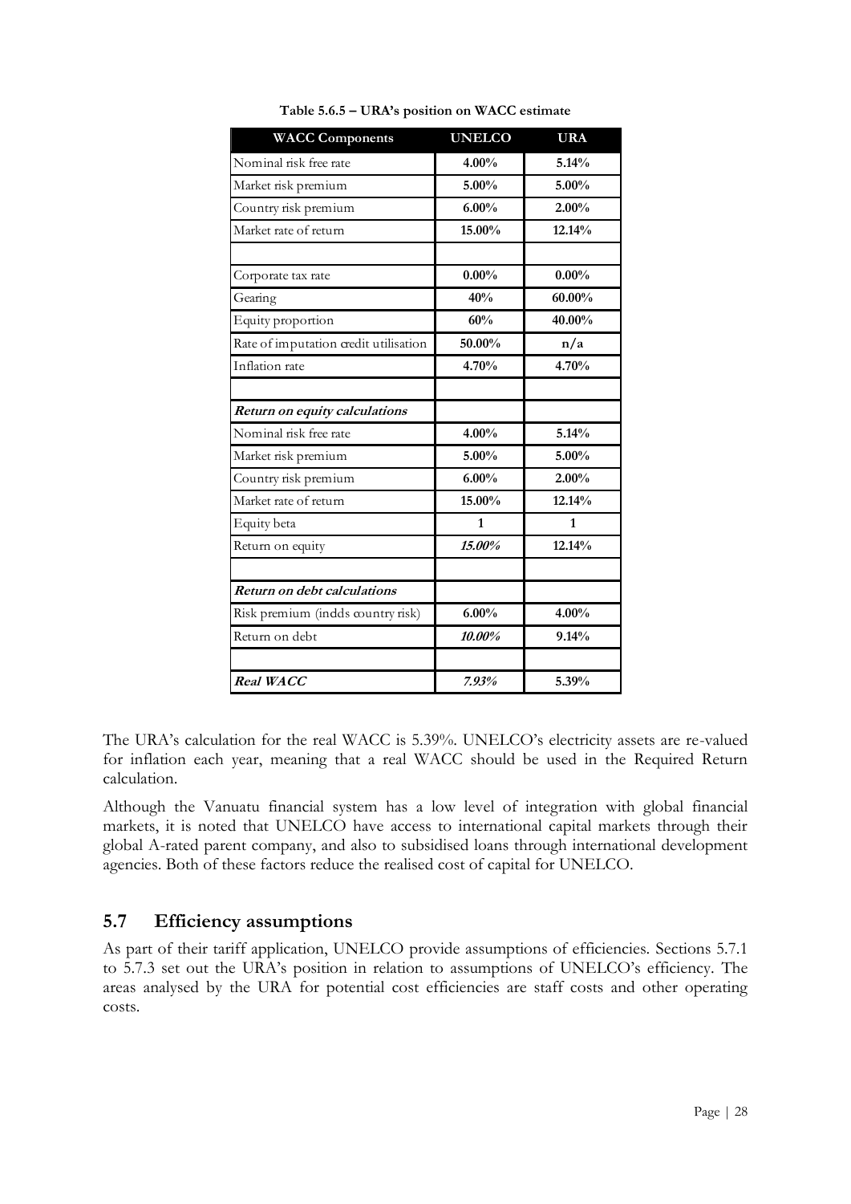**Table 5.6.5 – URA's position on WACC estimate**

| WACC Components | UNELCO | URA |
|---|---|---|
| Nominal risk free rate | **4.00%** | **5.14%** |
| Market risk premium | **5.00%** | **5.00%** |
| Country risk premium | **6.00%** | **2.00%** |
| Market rate of return | **15.00%** | **12.14%** |
| | | |
| Corporate tax rate | **0.00%** | **0.00%** |
| Gearing | **40%** | **60.00%** |
| Equity proportion | **60%** | **40.00%** |
| Rate of imputation credit utilisation | **50.00%** | **n/a** |
| Inflation rate | **4.70%** | **4.70%** |
| | | |
| ***Return on equity calculations*** | | |
| Nominal risk free rate | **4.00%** | **5.14%** |
| Market risk premium | **5.00%** | **5.00%** |
| Country risk premium | **6.00%** | **2.00%** |
| Market rate of return | **15.00%** | **12.14%** |
| Equity beta | **1** | **1** |
| Return on equity | ***15.00%*** | **12.14%** |
| | | |
| ***Return on debt calculations*** | | |
| Risk premium (incldes country risk) | **6.00%** | **4.00%** |
| Return on debt | ***10.00%*** | **9.14%** |
| | | |
| ***Real WACC*** | ***7.93%*** | **5.39%** |

The URA's calculation for the real WACC is 5.39%. UNELCO's electricity assets are re-valued for inflation each year, meaning that a real WACC should be used in the Required Return calculation.

Although the Vanuatu financial system has a low level of integration with global financial markets, it is noted that UNELCO have access to international capital markets through their global A-rated parent company, and also to subsidised loans through international development agencies. Both of these factors reduce the realised cost of capital for UNELCO.

## 5.7 Efficiency assumptions

As part of their tariff application, UNELCO provide assumptions of efficiencies. Sections 5.7.1 to 5.7.3 set out the URA's position in relation to assumptions of UNELCO's efficiency. The areas analysed by the URA for potential cost efficiencies are staff costs and other operating costs.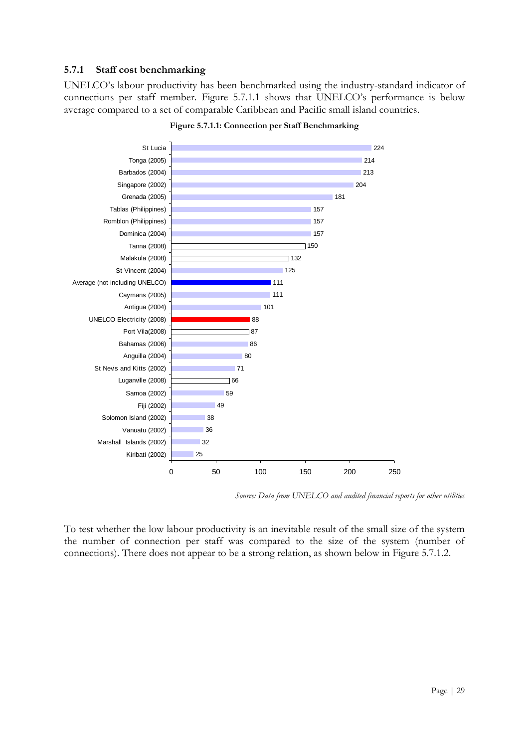### 5.7.1 Staff cost benchmarking

UNELCO's labour productivity has been benchmarked using the industry-standard indicator of connections per staff member. Figure 5.7.1.1 shows that UNELCO's performance is below average compared to a set of comparable Caribbean and Pacific small island countries.

**Figure 5.7.1.1: Connection per Staff Benchmarking**

| Utility | Connections per staff |
|---|---|
| St Lucia | 224 |
| Tonga (2005) | 214 |
| Barbados (2004) | 213 |
| Singapore (2002) | 204 |
| Grenada (2005) | 181 |
| Tablas (Philippines) | 157 |
| Romblon (Philippines) | 157 |
| Dominica (2004) | 157 |
| Tanna (2008) | 150 |
| Malakula (2008) | 132 |
| St Vincent (2004) | 125 |
| Average (not including UNELCO) | 111 |
| Caymans (2005) | 111 |
| Antigua (2004) | 101 |
| UNELCO Electricity (2008) | 88 |
| Port Vila(2008) | 87 |
| Bahamas (2006) | 86 |
| Anguilla (2004) | 80 |
| St Nevis and Kitts (2002) | 71 |
| Luganville (2008) | 66 |
| Samoa (2002) | 59 |
| Fiji (2002) | 49 |
| Solomon Island (2002) | 38 |
| Vanuatu (2002) | 36 |
| Marshall Islands (2002) | 32 |
| Kiribati (2002) | 25 |

*Source: Data from UNELCO and audited financial reports for other utilities*

To test whether the low labour productivity is an inevitable result of the small size of the system the number of connection per staff was compared to the size of the system (number of connections). There does not appear to be a strong relation, as shown below in Figure 5.7.1.2.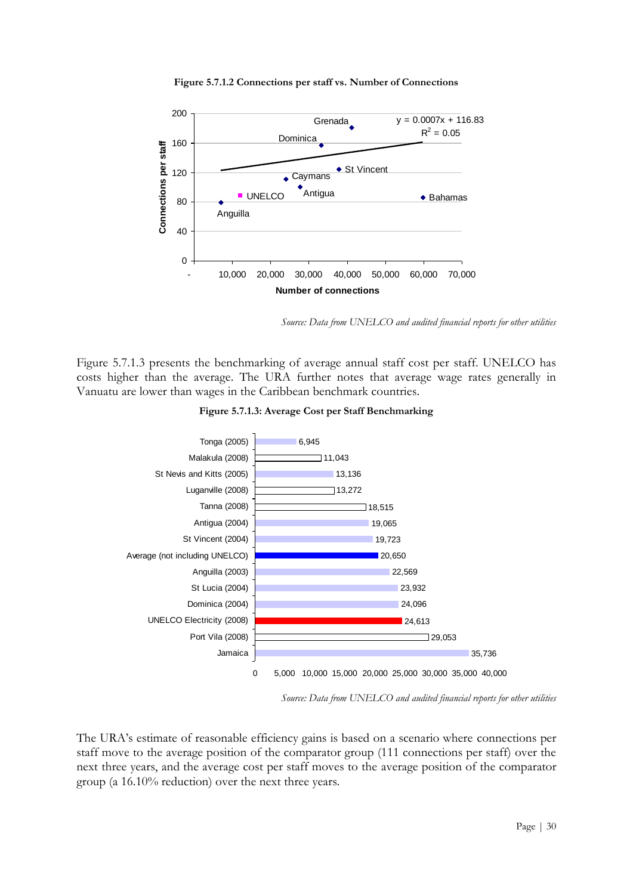**Figure 5.7.1.2 Connections per staff vs. Number of Connections**

*Source: Data from UNELCO and audited financial reports for other utilities*

Figure 5.7.1.3 presents the benchmarking of average annual staff cost per staff. UNELCO has costs higher than the average. The URA further notes that average wage rates generally in Vanuatu are lower than wages in the Caribbean benchmark countries.

**Figure 5.7.1.3: Average Cost per Staff Benchmarking**

| Utility | Average cost per staff |
|---|---|
| Tonga (2005) | 6,945 |
| Malakula (2008) | 11,043 |
| St Nevis and Kitts (2005) | 13,136 |
| Luganville (2008) | 13,272 |
| Tanna (2008) | 18,515 |
| Antigua (2004) | 19,065 |
| St Vincent (2004) | 19,723 |
| Average (not including UNELCO) | 20,650 |
| Anguilla (2003) | 22,569 |
| St Lucia (2004) | 23,932 |
| Dominica (2004) | 24,096 |
| UNELCO Electricity (2008) | 24,613 |
| Port Vila (2008) | 29,053 |
| Jamaica | 35,736 |

*Source: Data from UNELCO and audited financial reports for other utilities*

The URA's estimate of reasonable efficiency gains is based on a scenario where connections per staff move to the average position of the comparator group (111 connections per staff) over the next three years, and the average cost per staff moves to the average position of the comparator group (a 16.10% reduction) over the next three years.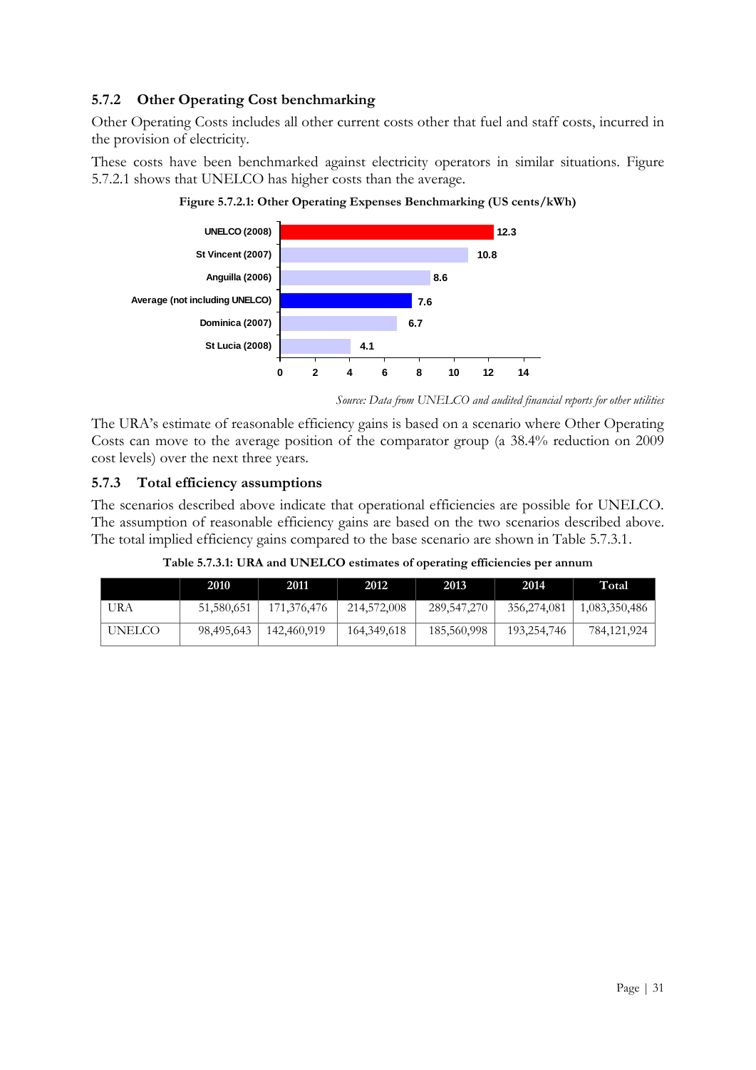### 5.7.2 Other Operating Cost benchmarking

Other Operating Costs includes all other current costs other that fuel and staff costs, incurred in the provision of electricity.

These costs have been benchmarked against electricity operators in similar situations. Figure 5.7.2.1 shows that UNELCO has higher costs than the average.

**Figure 5.7.2.1: Other Operating Expenses Benchmarking (US cents/kWh)**

| Operator | US cents/kWh |
|---|---|
| UNELCO (2008) | 12.3 |
| St Vincent (2007) | 10.8 |
| Anguilla (2006) | 8.6 |
| Average (not including UNELCO) | 7.6 |
| Dominica (2007) | 6.7 |
| St Lucia (2008) | 4.1 |

*Source: Data from UNELCO and audited financial reports for other utilities*

The URA's estimate of reasonable efficiency gains is based on a scenario where Other Operating Costs can move to the average position of the comparator group (a 38.4% reduction on 2009 cost levels) over the next three years.

### 5.7.3 Total efficiency assumptions

The scenarios described above indicate that operational efficiencies are possible for UNELCO. The assumption of reasonable efficiency gains are based on the two scenarios described above. The total implied efficiency gains compared to the base scenario are shown in Table 5.7.3.1.

**Table 5.7.3.1: URA and UNELCO estimates of operating efficiencies per annum**

| | 2010 | 2011 | 2012 | 2013 | 2014 | Total |
|---|---|---|---|---|---|---|
| URA | 51,580,651 | 171,376,476 | 214,572,008 | 289,547,270 | 356,274,081 | 1,083,350,486 |
| UNELCO | 98,495,643 | 142,460,919 | 164,349,618 | 185,560,998 | 193,254,746 | 784,121,924 |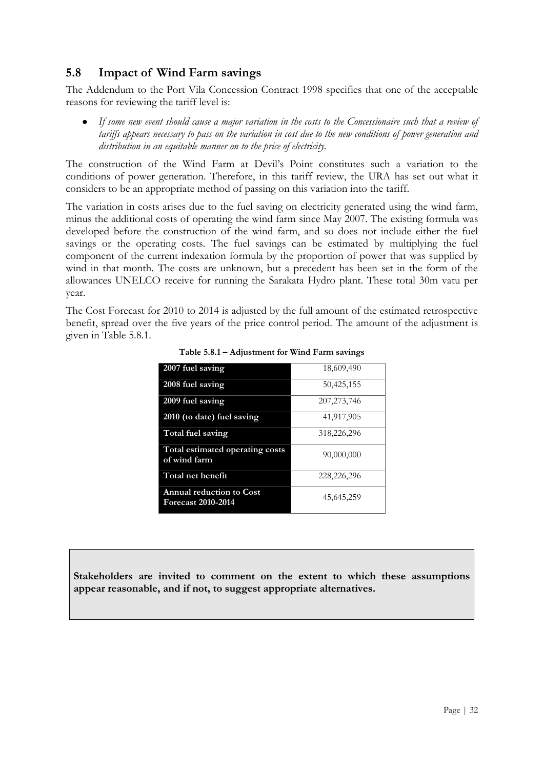## 5.8 Impact of Wind Farm savings

The Addendum to the Port Vila Concession Contract 1998 specifies that one of the acceptable reasons for reviewing the tariff level is:

- *If some new event should cause a major variation in the costs to the Concessionaire such that a review of tariffs appears necessary to pass on the variation in cost due to the new conditions of power generation and distribution in an equitable manner on to the price of electricity.*

The construction of the Wind Farm at Devil's Point constitutes such a variation to the conditions of power generation. Therefore, in this tariff review, the URA has set out what it considers to be an appropriate method of passing on this variation into the tariff.

The variation in costs arises due to the fuel saving on electricity generated using the wind farm, minus the additional costs of operating the wind farm since May 2007. The existing formula was developed before the construction of the wind farm, and so does not include either the fuel savings or the operating costs. The fuel savings can be estimated by multiplying the fuel component of the current indexation formula by the proportion of power that was supplied by wind in that month. The costs are unknown, but a precedent has been set in the form of the allowances UNELCO receive for running the Sarakata Hydro plant. These total 30m vatu per year.

The Cost Forecast for 2010 to 2014 is adjusted by the full amount of the estimated retrospective benefit, spread over the five years of the price control period. The amount of the adjustment is given in Table 5.8.1.

**Table 5.8.1 – Adjustment for Wind Farm savings**

| | |
|---|---|
| **2007 fuel saving** | 18,609,490 |
| **2008 fuel saving** | 50,425,155 |
| **2009 fuel saving** | 207,273,746 |
| **2010 (to date) fuel saving** | 41,917,905 |
| **Total fuel saving** | 318,226,296 |
| **Total estimated operating costs of wind farm** | 90,000,000 |
| **Total net benefit** | 228,226,296 |
| **Annual reduction to Cost Forecast 2010-2014** | 45,645,259 |

**Stakeholders are invited to comment on the extent to which these assumptions appear reasonable, and if not, to suggest appropriate alternatives.**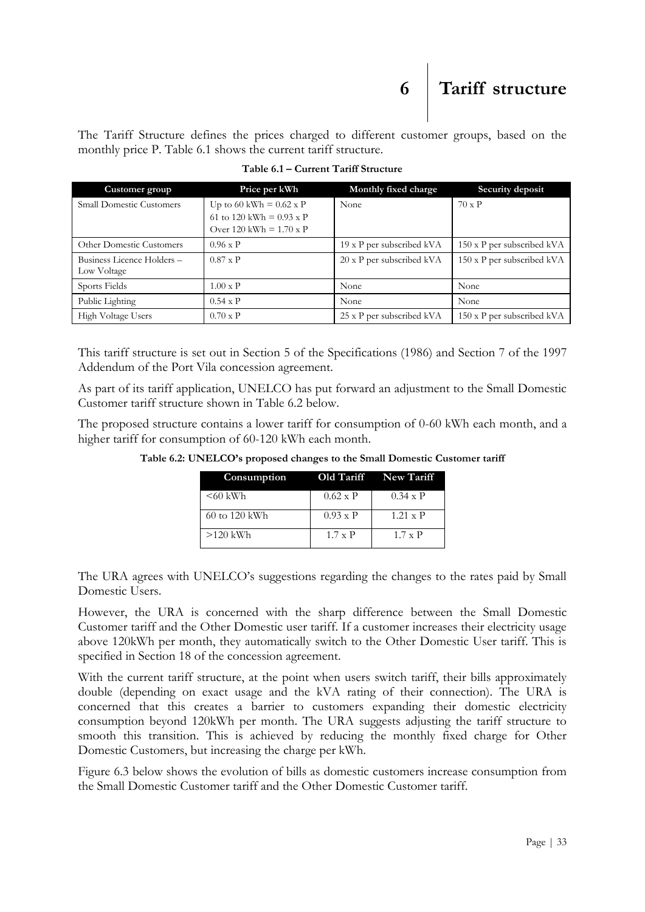# 6 Tariff structure

The Tariff Structure defines the prices charged to different customer groups, based on the monthly price P. Table 6.1 shows the current tariff structure.

**Table 6.1 – Current Tariff Structure**

| Customer group | Price per kWh | Monthly fixed charge | Security deposit |
|---|---|---|---|
| Small Domestic Customers | Up to 60 kWh = 0.62 x P<br>61 to 120 kWh = 0.93 x P<br>Over 120 kWh = 1.70 x P | None | 70 x P |
| Other Domestic Customers | 0.96 x P | 19 x P per subscribed kVA | 150 x P per subscribed kVA |
| Business Licence Holders – Low Voltage | 0.87 x P | 20 x P per subscribed kVA | 150 x P per subscribed kVA |
| Sports Fields | 1.00 x P | None | None |
| Public Lighting | 0.54 x P | None | None |
| High Voltage Users | 0.70 x P | 25 x P per subscribed kVA | 150 x P per subscribed kVA |

This tariff structure is set out in Section 5 of the Specifications (1986) and Section 7 of the 1997 Addendum of the Port Vila concession agreement.

As part of its tariff application, UNELCO has put forward an adjustment to the Small Domestic Customer tariff structure shown in Table 6.2 below.

The proposed structure contains a lower tariff for consumption of 0-60 kWh each month, and a higher tariff for consumption of 60-120 kWh each month.

**Table 6.2: UNELCO's proposed changes to the Small Domestic Customer tariff**

| Consumption | Old Tariff | New Tariff |
|---|---|---|
| <60 kWh | 0.62 x P | 0.34 x P |
| 60 to 120 kWh | 0.93 x P | 1.21 x P |
| >120 kWh | 1.7 x P | 1.7 x P |

The URA agrees with UNELCO's suggestions regarding the changes to the rates paid by Small Domestic Users.

However, the URA is concerned with the sharp difference between the Small Domestic Customer tariff and the Other Domestic user tariff. If a customer increases their electricity usage above 120kWh per month, they automatically switch to the Other Domestic User tariff. This is specified in Section 18 of the concession agreement.

With the current tariff structure, at the point when users switch tariff, their bills approximately double (depending on exact usage and the kVA rating of their connection). The URA is concerned that this creates a barrier to customers expanding their domestic electricity consumption beyond 120kWh per month. The URA suggests adjusting the tariff structure to smooth this transition. This is achieved by reducing the monthly fixed charge for Other Domestic Customers, but increasing the charge per kWh.

Figure 6.3 below shows the evolution of bills as domestic customers increase consumption from the Small Domestic Customer tariff and the Other Domestic Customer tariff.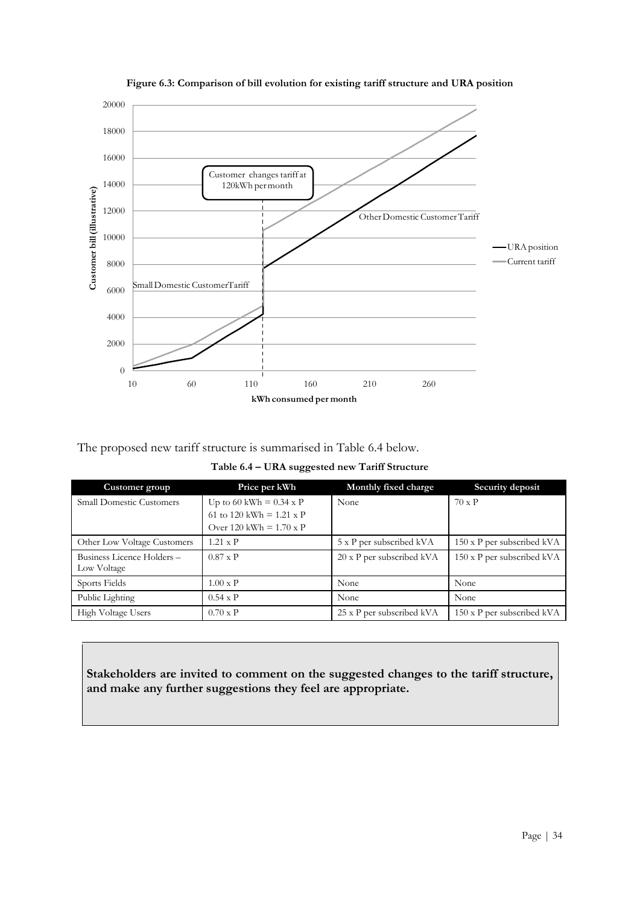**Figure 6.3: Comparison of bill evolution for existing tariff structure and URA position**

The proposed new tariff structure is summarised in Table 6.4 below.

**Table 6.4 – URA suggested new Tariff Structure**

| Customer group | Price per kWh | Monthly fixed charge | Security deposit |
|---|---|---|---|
| Small Domestic Customers | Up to 60 kWh = 0.34 x P<br>61 to 120 kWh = 1.21 x P<br>Over 120 kWh = 1.70 x P | None | 70 x P |
| Other Low Voltage Customers | 1.21 x P | 5 x P per subscribed kVA | 150 x P per subscribed kVA |
| Business Licence Holders – Low Voltage | 0.87 x P | 20 x P per subscribed kVA | 150 x P per subscribed kVA |
| Sports Fields | 1.00 x P | None | None |
| Public Lighting | 0.54 x P | None | None |
| High Voltage Users | 0.70 x P | 25 x P per subscribed kVA | 150 x P per subscribed kVA |

**Stakeholders are invited to comment on the suggested changes to the tariff structure, and make any further suggestions they feel are appropriate.**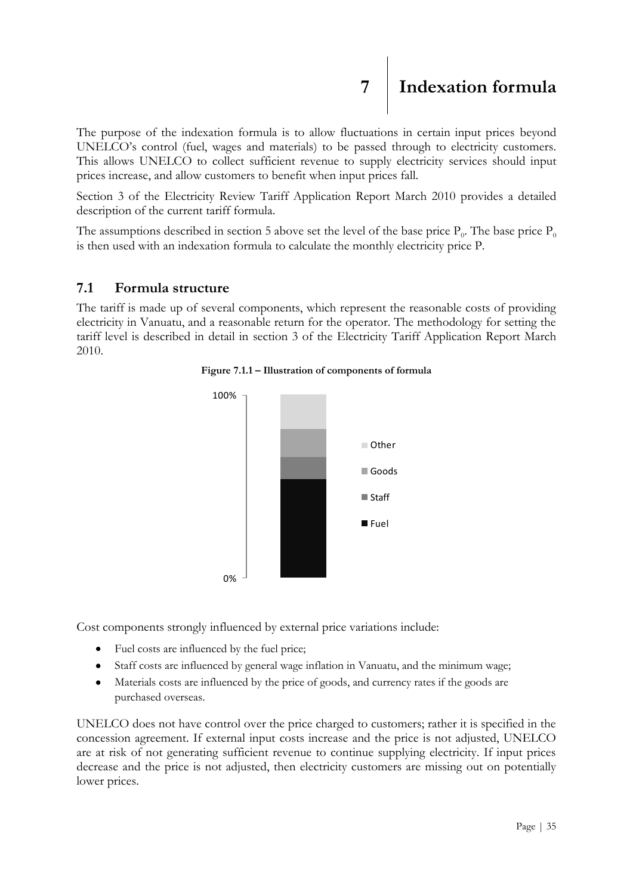# 7 Indexation formula

The purpose of the indexation formula is to allow fluctuations in certain input prices beyond UNELCO's control (fuel, wages and materials) to be passed through to electricity customers. This allows UNELCO to collect sufficient revenue to supply electricity services should input prices increase, and allow customers to benefit when input prices fall.

Section 3 of the Electricity Review Tariff Application Report March 2010 provides a detailed description of the current tariff formula.

The assumptions described in section 5 above set the level of the base price $P_0$. The base price $P_0$ is then used with an indexation formula to calculate the monthly electricity price P.

## 7.1 Formula structure

The tariff is made up of several components, which represent the reasonable costs of providing electricity in Vanuatu, and a reasonable return for the operator. The methodology for setting the tariff level is described in detail in section 3 of the Electricity Tariff Application Report March 2010.

**Figure 7.1.1 – Illustration of components of formula**

Cost components strongly influenced by external price variations include:

- Fuel costs are influenced by the fuel price;
- Staff costs are influenced by general wage inflation in Vanuatu, and the minimum wage;
- Materials costs are influenced by the price of goods, and currency rates if the goods are purchased overseas.

UNELCO does not have control over the price charged to customers; rather it is specified in the concession agreement. If external input costs increase and the price is not adjusted, UNELCO are at risk of not generating sufficient revenue to continue supplying electricity. If input prices decrease and the price is not adjusted, then electricity customers are missing out on potentially lower prices.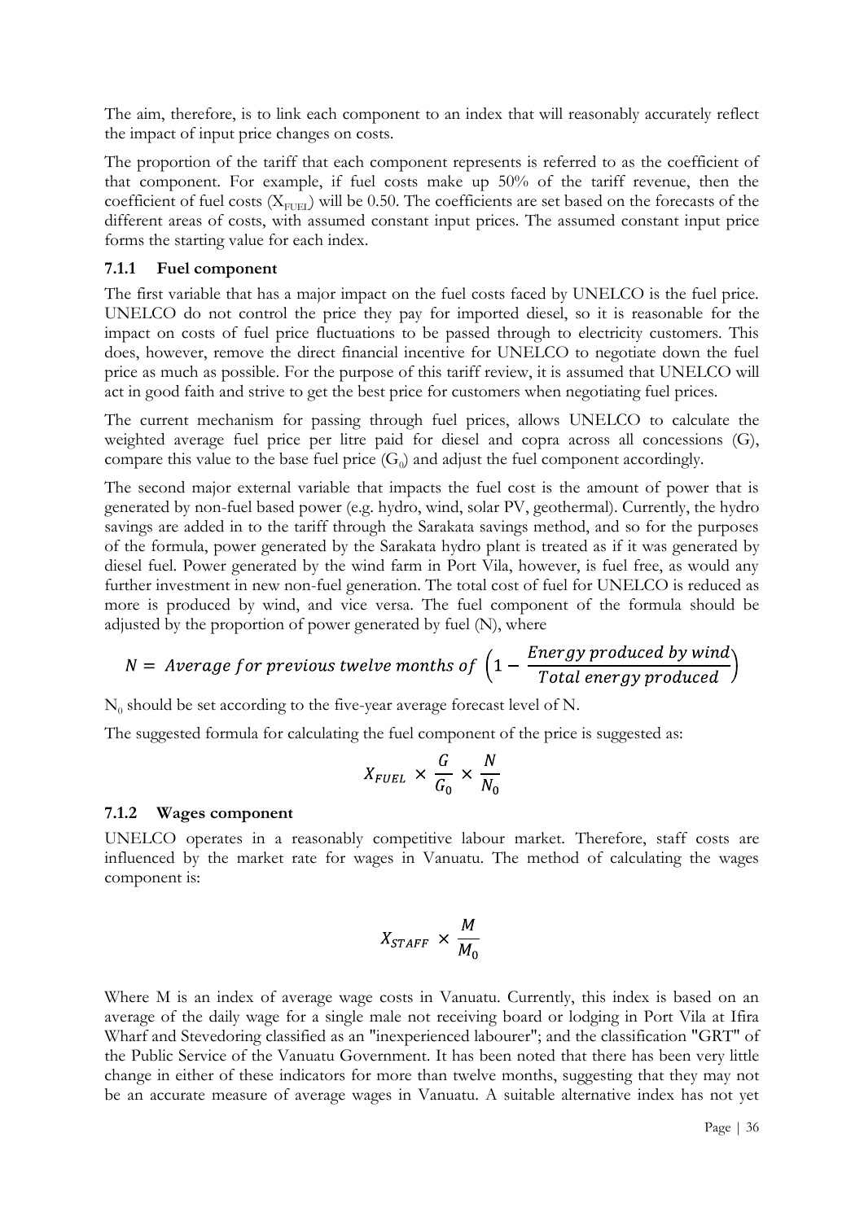The aim, therefore, is to link each component to an index that will reasonably accurately reflect the impact of input price changes on costs.

The proportion of the tariff that each component represents is referred to as the coefficient of that component. For example, if fuel costs make up 50% of the tariff revenue, then the coefficient of fuel costs ($X_{FUEL}$) will be 0.50. The coefficients are set based on the forecasts of the different areas of costs, with assumed constant input prices. The assumed constant input price forms the starting value for each index.

### 7.1.1 Fuel component

The first variable that has a major impact on the fuel costs faced by UNELCO is the fuel price. UNELCO do not control the price they pay for imported diesel, so it is reasonable for the impact on costs of fuel price fluctuations to be passed through to electricity customers. This does, however, remove the direct financial incentive for UNELCO to negotiate down the fuel price as much as possible. For the purpose of this tariff review, it is assumed that UNELCO will act in good faith and strive to get the best price for customers when negotiating fuel prices.

The current mechanism for passing through fuel prices, allows UNELCO to calculate the weighted average fuel price per litre paid for diesel and copra across all concessions (G), compare this value to the base fuel price ($G_0$) and adjust the fuel component accordingly.

The second major external variable that impacts the fuel cost is the amount of power that is generated by non-fuel based power (e.g. hydro, wind, solar PV, geothermal). Currently, the hydro savings are added in to the tariff through the Sarakata savings method, and so for the purposes of the formula, power generated by the Sarakata hydro plant is treated as if it was generated by diesel fuel. Power generated by the wind farm in Port Vila, however, is fuel free, as would any further investment in new non-fuel generation. The total cost of fuel for UNELCO is reduced as more is produced by wind, and vice versa. The fuel component of the formula should be adjusted by the proportion of power generated by fuel (N), where

$$N = \text{Average for previous twelve months of } \left(1 - \frac{\text{Energy produced by wind}}{\text{Total energy produced}}\right)$$

$N_0$ should be set according to the five-year average forecast level of N.

The suggested formula for calculating the fuel component of the price is suggested as:

$$X_{FUEL} \times \frac{G}{G_0} \times \frac{N}{N_0}$$

### 7.1.2 Wages component

UNELCO operates in a reasonably competitive labour market. Therefore, staff costs are influenced by the market rate for wages in Vanuatu. The method of calculating the wages component is:

$$X_{STAFF} \times \frac{M}{M_0}$$

Where M is an index of average wage costs in Vanuatu. Currently, this index is based on an average of the daily wage for a single male not receiving board or lodging in Port Vila at Ifira Wharf and Stevedoring classified as an "inexperienced labourer"; and the classification "GRT" of the Public Service of the Vanuatu Government. It has been noted that there has been very little change in either of these indicators for more than twelve months, suggesting that they may not be an accurate measure of average wages in Vanuatu. A suitable alternative index has not yet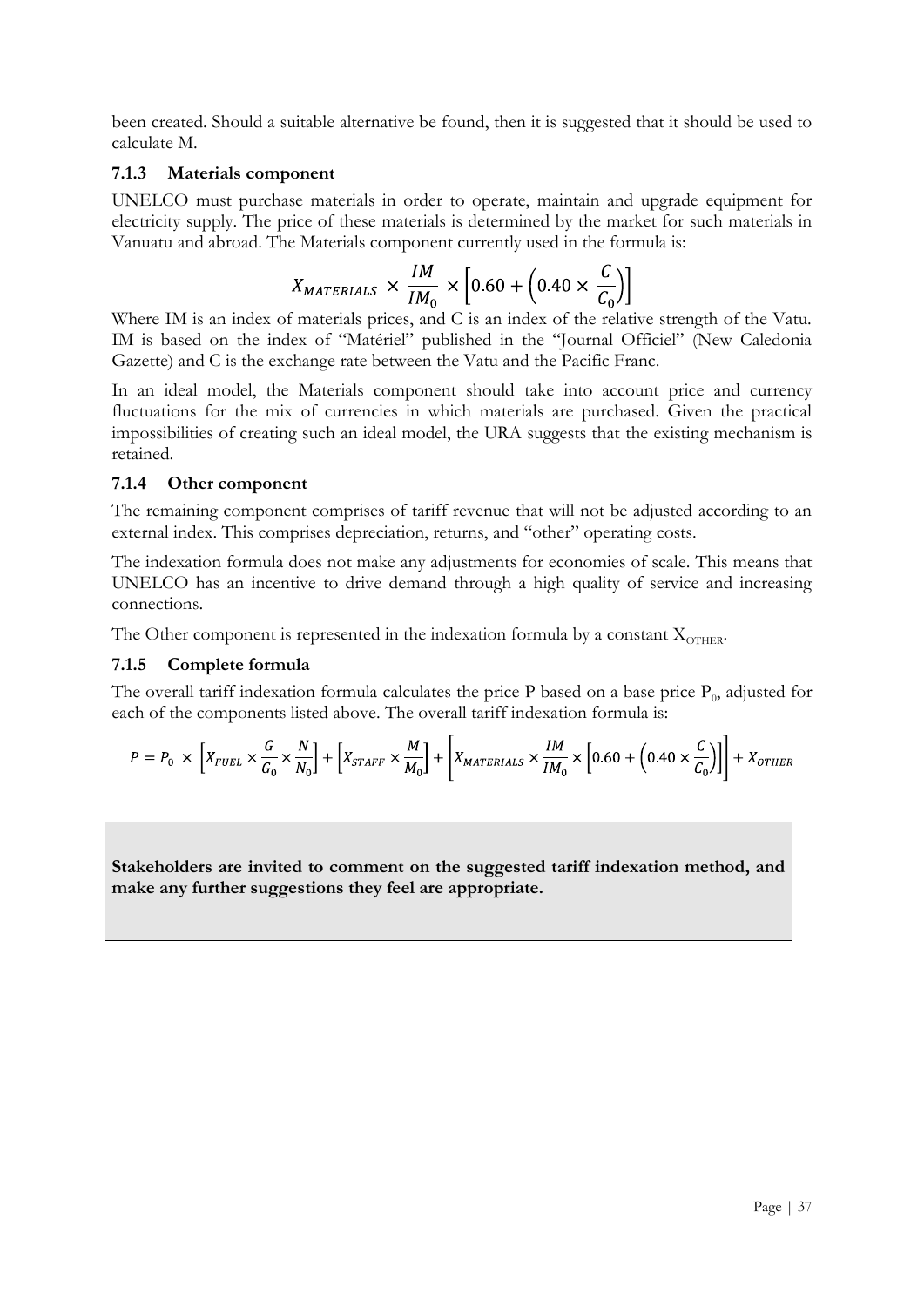been created. Should a suitable alternative be found, then it is suggested that it should be used to calculate M.

### 7.1.3 Materials component

UNELCO must purchase materials in order to operate, maintain and upgrade equipment for electricity supply. The price of these materials is determined by the market for such materials in Vanuatu and abroad. The Materials component currently used in the formula is:

$$X_{MATERIALS} \times \frac{IM}{IM_0} \times \left[0.60 + \left(0.40 \times \frac{C}{C_0}\right)\right]$$

Where IM is an index of materials prices, and C is an index of the relative strength of the Vatu. IM is based on the index of "Matériel" published in the "Journal Officiel" (New Caledonia Gazette) and C is the exchange rate between the Vatu and the Pacific Franc.

In an ideal model, the Materials component should take into account price and currency fluctuations for the mix of currencies in which materials are purchased. Given the practical impossibilities of creating such an ideal model, the URA suggests that the existing mechanism is retained.

### 7.1.4 Other component

The remaining component comprises of tariff revenue that will not be adjusted according to an external index. This comprises depreciation, returns, and "other" operating costs.

The indexation formula does not make any adjustments for economies of scale. This means that UNELCO has an incentive to drive demand through a high quality of service and increasing connections.

The Other component is represented in the indexation formula by a constant $X_{OTHER}$.

### 7.1.5 Complete formula

The overall tariff indexation formula calculates the price P based on a base price $P_0$, adjusted for each of the components listed above. The overall tariff indexation formula is:

$$P = P_0 \times \left[X_{FUEL} \times \frac{G}{G_0} \times \frac{N}{N_0}\right] + \left[X_{STAFF} \times \frac{M}{M_0}\right] + \left[X_{MATERIALS} \times \frac{IM}{IM_0} \times \left[0.60 + \left(0.40 \times \frac{C}{C_0}\right)\right]\right] + X_{OTHER}$$

**Stakeholders are invited to comment on the suggested tariff indexation method, and make any further suggestions they feel are appropriate.**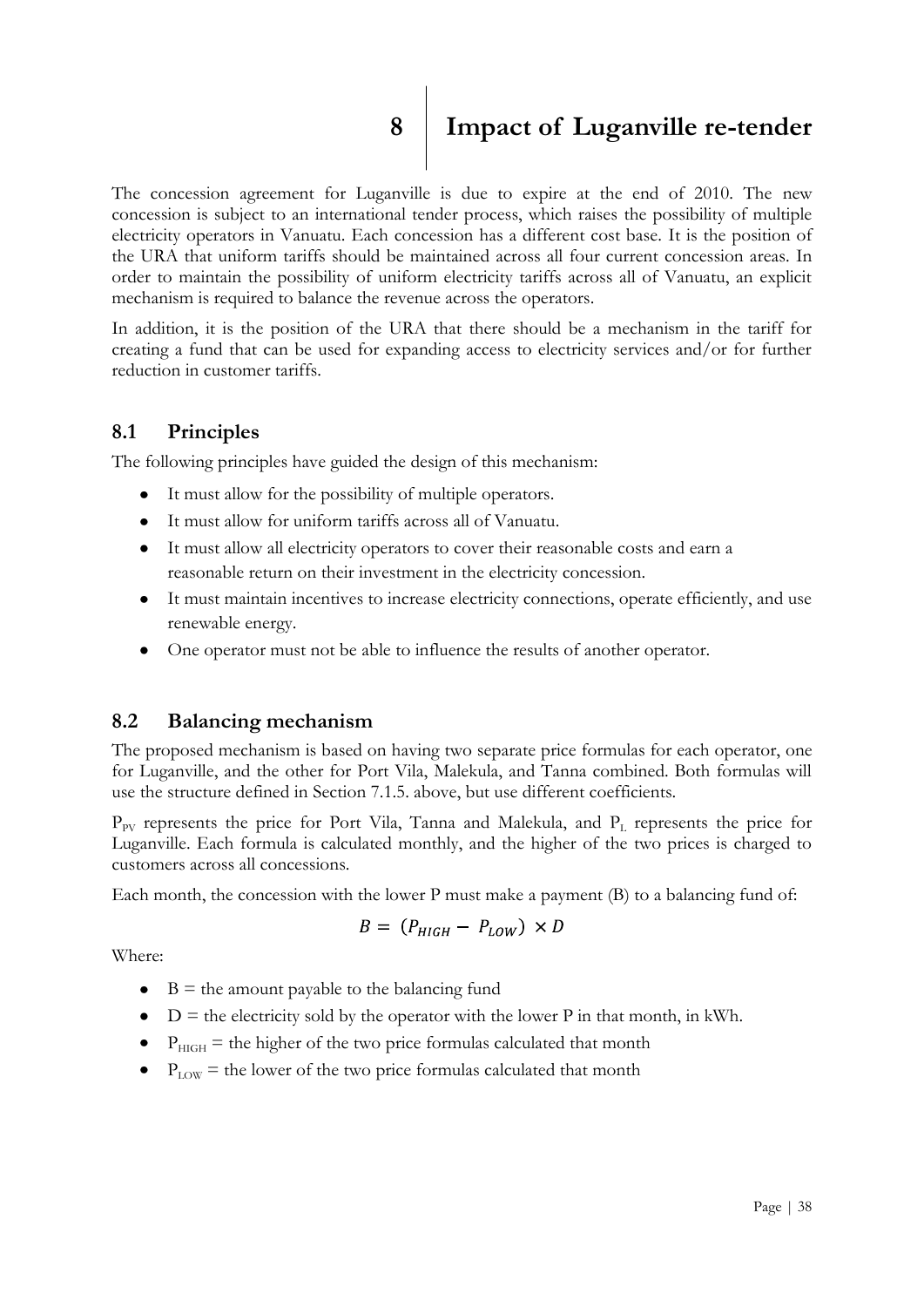# 8 Impact of Luganville re-tender

The concession agreement for Luganville is due to expire at the end of 2010. The new concession is subject to an international tender process, which raises the possibility of multiple electricity operators in Vanuatu. Each concession has a different cost base. It is the position of the URA that uniform tariffs should be maintained across all four current concession areas. In order to maintain the possibility of uniform electricity tariffs across all of Vanuatu, an explicit mechanism is required to balance the revenue across the operators.

In addition, it is the position of the URA that there should be a mechanism in the tariff for creating a fund that can be used for expanding access to electricity services and/or for further reduction in customer tariffs.

## 8.1 Principles

The following principles have guided the design of this mechanism:

- It must allow for the possibility of multiple operators.
- It must allow for uniform tariffs across all of Vanuatu.
- It must allow all electricity operators to cover their reasonable costs and earn a reasonable return on their investment in the electricity concession.
- It must maintain incentives to increase electricity connections, operate efficiently, and use renewable energy.
- One operator must not be able to influence the results of another operator.

## 8.2 Balancing mechanism

The proposed mechanism is based on having two separate price formulas for each operator, one for Luganville, and the other for Port Vila, Malekula, and Tanna combined. Both formulas will use the structure defined in Section 7.1.5. above, but use different coefficients.

$P_{PV}$ represents the price for Port Vila, Tanna and Malekula, and $P_L$ represents the price for Luganville. Each formula is calculated monthly, and the higher of the two prices is charged to customers across all concessions.

Each month, the concession with the lower P must make a payment (B) to a balancing fund of:

$$B = (P_{HIGH} - P_{LOW}) \times D$$

Where:

- B = the amount payable to the balancing fund
- D = the electricity sold by the operator with the lower P in that month, in kWh.
- $P_{HIGH}$ = the higher of the two price formulas calculated that month
- $P_{LOW}$ = the lower of the two price formulas calculated that month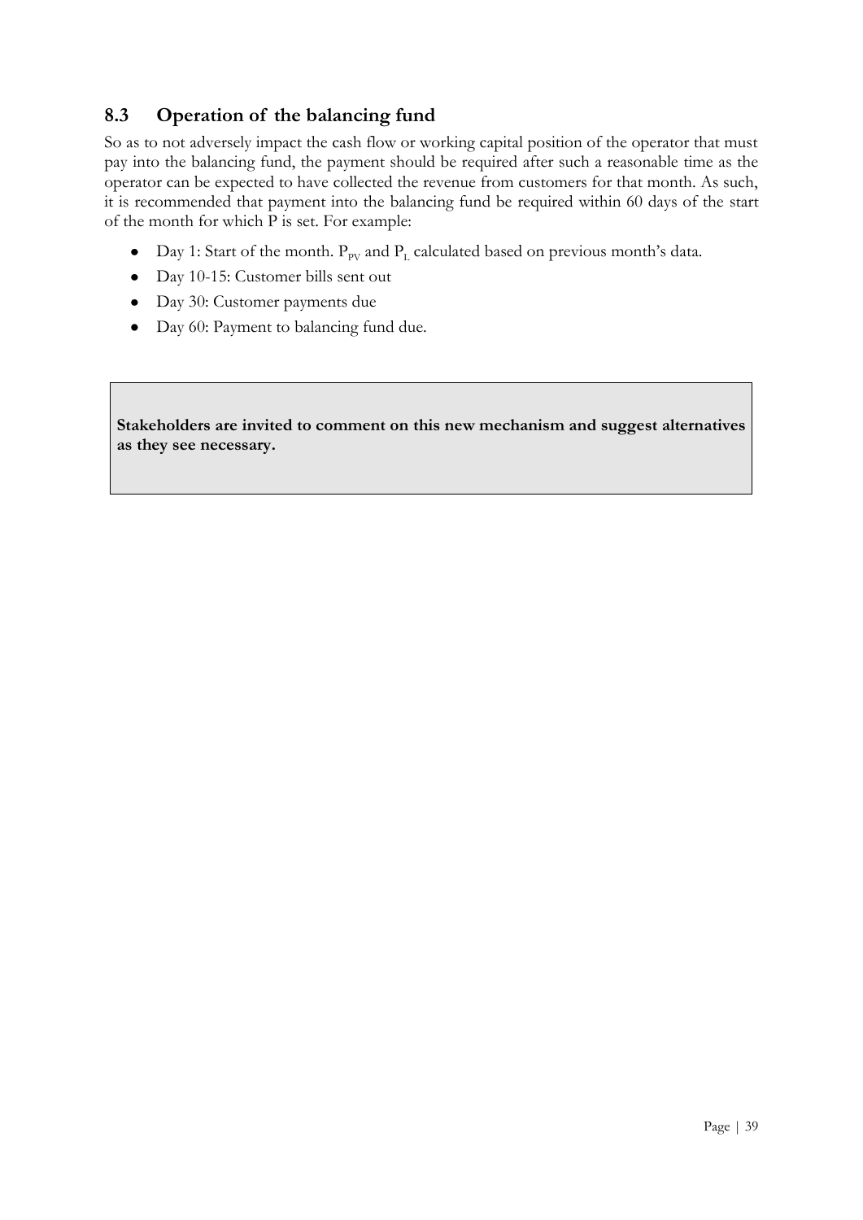## 8.3 Operation of the balancing fund

So as to not adversely impact the cash flow or working capital position of the operator that must pay into the balancing fund, the payment should be required after such a reasonable time as the operator can be expected to have collected the revenue from customers for that month. As such, it is recommended that payment into the balancing fund be required within 60 days of the start of the month for which P is set. For example:

- Day 1: Start of the month. $P_{PV}$ and $P_L$ calculated based on previous month's data.
- Day 10-15: Customer bills sent out
- Day 30: Customer payments due
- Day 60: Payment to balancing fund due.

**Stakeholders are invited to comment on this new mechanism and suggest alternatives as they see necessary.**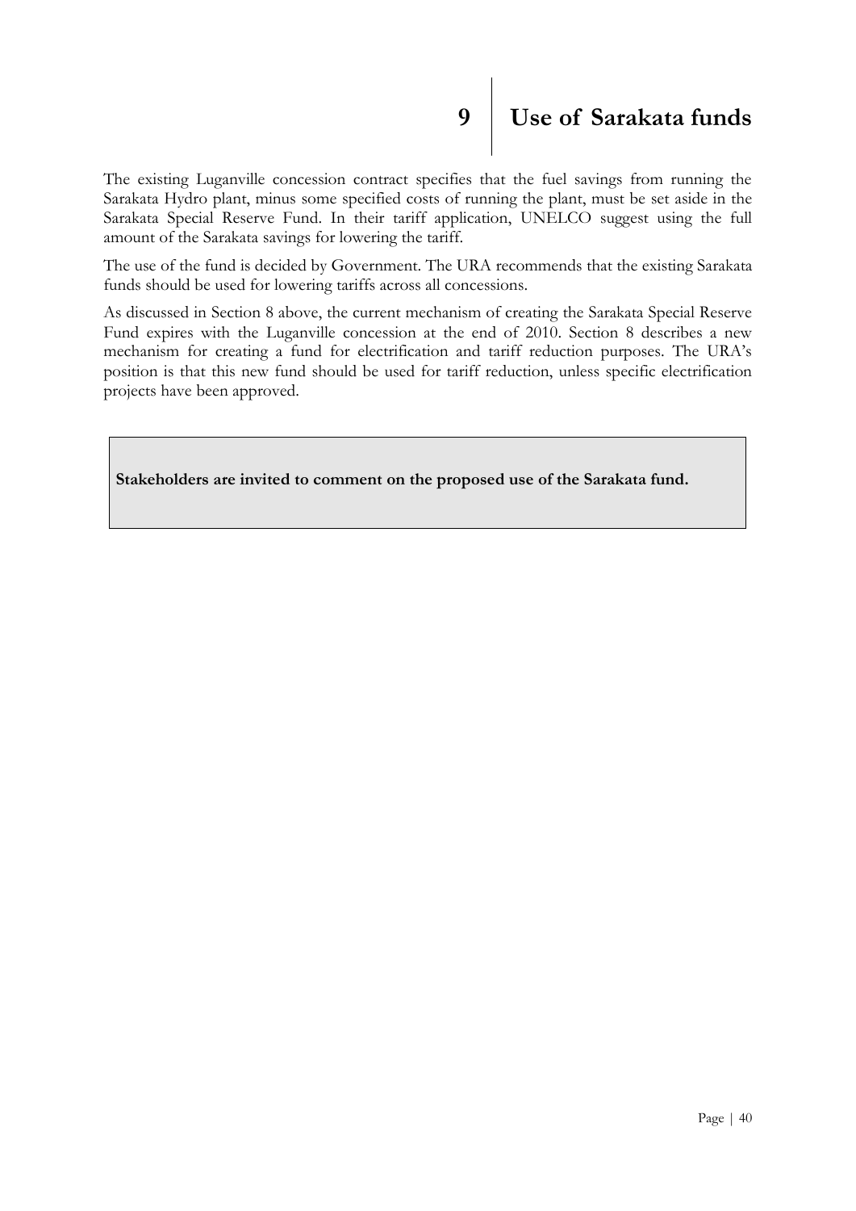# 9 Use of Sarakata funds

The existing Luganville concession contract specifies that the fuel savings from running the Sarakata Hydro plant, minus some specified costs of running the plant, must be set aside in the Sarakata Special Reserve Fund. In their tariff application, UNELCO suggest using the full amount of the Sarakata savings for lowering the tariff.

The use of the fund is decided by Government. The URA recommends that the existing Sarakata funds should be used for lowering tariffs across all concessions.

As discussed in Section 8 above, the current mechanism of creating the Sarakata Special Reserve Fund expires with the Luganville concession at the end of 2010. Section 8 describes a new mechanism for creating a fund for electrification and tariff reduction purposes. The URA's position is that this new fund should be used for tariff reduction, unless specific electrification projects have been approved.

**Stakeholders are invited to comment on the proposed use of the Sarakata fund.**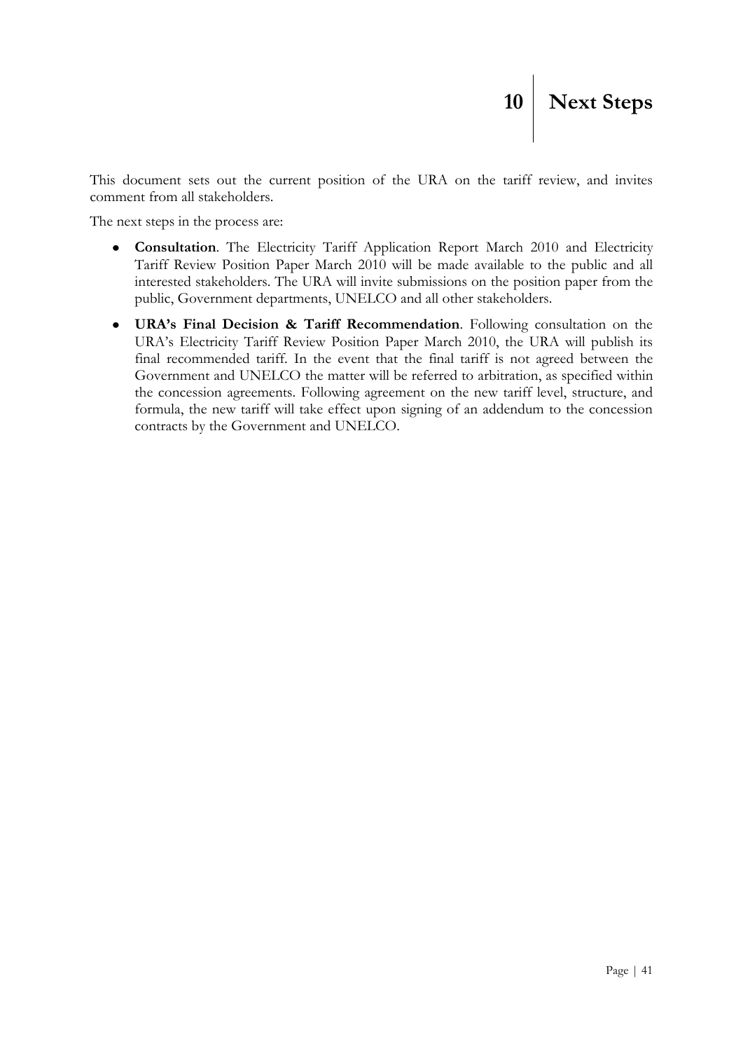# 10 Next Steps

This document sets out the current position of the URA on the tariff review, and invites comment from all stakeholders.

The next steps in the process are:

- **Consultation**. The Electricity Tariff Application Report March 2010 and Electricity Tariff Review Position Paper March 2010 will be made available to the public and all interested stakeholders. The URA will invite submissions on the position paper from the public, Government departments, UNELCO and all other stakeholders.
- **URA's Final Decision & Tariff Recommendation**. Following consultation on the URA's Electricity Tariff Review Position Paper March 2010, the URA will publish its final recommended tariff. In the event that the final tariff is not agreed between the Government and UNELCO the matter will be referred to arbitration, as specified within the concession agreements. Following agreement on the new tariff level, structure, and formula, the new tariff will take effect upon signing of an addendum to the concession contracts by the Government and UNELCO.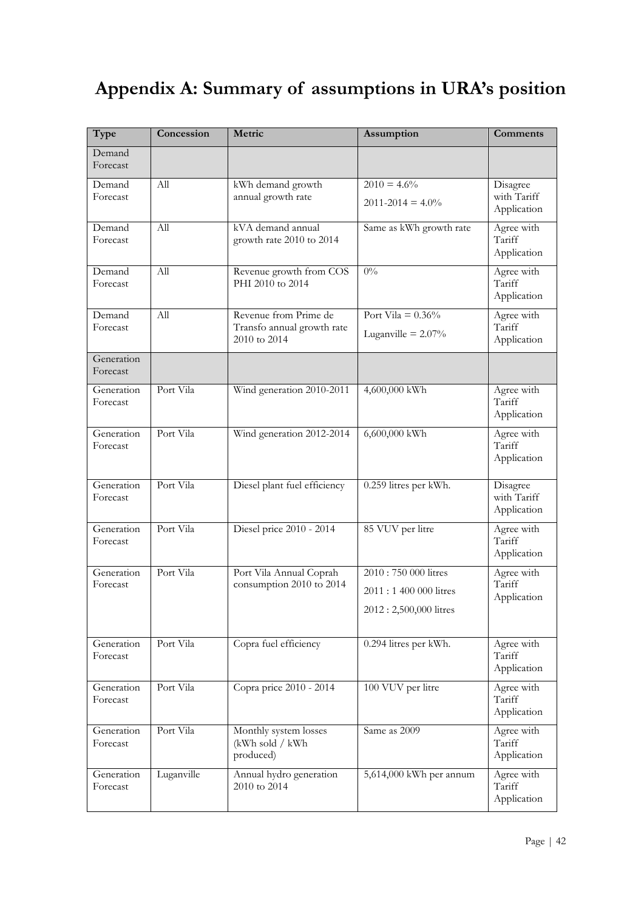# Appendix A: Summary of assumptions in URA's position

| Type | Concession | Metric | Assumption | Comments |
|---|---|---|---|---|
| Demand Forecast | | | | |
| Demand Forecast | All | kWh demand growth annual growth rate | 2010 = 4.6%<br>2011-2014 = 4.0% | Disagree with Tariff Application |
| Demand Forecast | All | kVA demand annual growth rate 2010 to 2014 | Same as kWh growth rate | Agree with Tariff Application |
| Demand Forecast | All | Revenue growth from COS PHI 2010 to 2014 | 0% | Agree with Tariff Application |
| Demand Forecast | All | Revenue from Prime de Transfo annual growth rate 2010 to 2014 | Port Vila = 0.36%<br>Luganville = 2.07% | Agree with Tariff Application |
| Generation Forecast | | | | |
| Generation Forecast | Port Vila | Wind generation 2010-2011 | 4,600,000 kWh | Agree with Tariff Application |
| Generation Forecast | Port Vila | Wind generation 2012-2014 | 6,600,000 kWh | Agree with Tariff Application |
| Generation Forecast | Port Vila | Diesel plant fuel efficiency | 0.259 litres per kWh. | Disagree with Tariff Application |
| Generation Forecast | Port Vila | Diesel price 2010 - 2014 | 85 VUV per litre | Agree with Tariff Application |
| Generation Forecast | Port Vila | Port Vila Annual Coprah consumption 2010 to 2014 | 2010 : 750 000 litres<br>2011 : 1 400 000 litres<br>2012 : 2,500,000 litres | Agree with Tariff Application |
| Generation Forecast | Port Vila | Copra fuel efficiency | 0.294 litres per kWh. | Agree with Tariff Application |
| Generation Forecast | Port Vila | Copra price 2010 - 2014 | 100 VUV per litre | Agree with Tariff Application |
| Generation Forecast | Port Vila | Monthly system losses (kWh sold / kWh produced) | Same as 2009 | Agree with Tariff Application |
| Generation Forecast | Luganville | Annual hydro generation 2010 to 2014 | 5,614,000 kWh per annum | Agree with Tariff Application |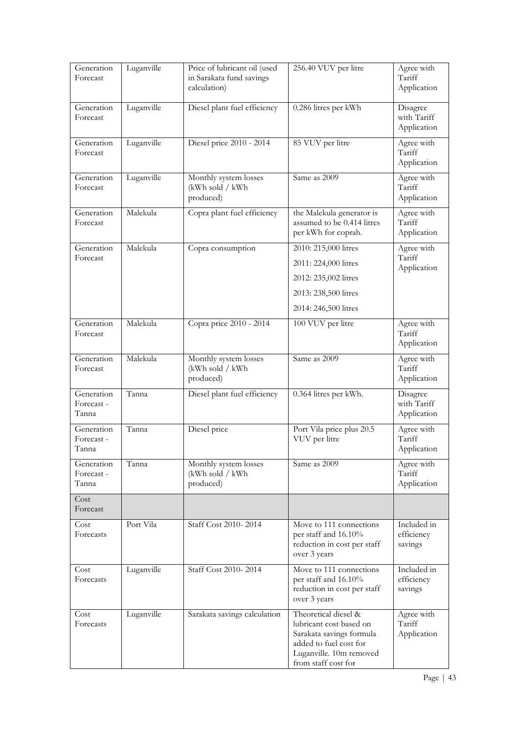| Generation Forecast | Luganville | Price of lubricant oil (used in Sarakata fund savings calculation) | 256.40 VUV per litre | Agree with Tariff Application |
|---|---|---|---|---|
| Generation Forecast | Luganville | Diesel plant fuel efficiency | 0.286 litres per kWh | Disagree with Tariff Application |
| Generation Forecast | Luganville | Diesel price 2010 - 2014 | 85 VUV per litre | Agree with Tariff Application |
| Generation Forecast | Luganville | Monthly system losses (kWh sold / kWh produced) | Same as 2009 | Agree with Tariff Application |
| Generation Forecast | Malekula | Copra plant fuel efficiency | the Malekula generator is assumed to be 0.414 litres per kWh for coprah. | Agree with Tariff Application |
| Generation Forecast | Malekula | Copra consumption | 2010: 215,000 litres<br>2011: 224,000 litres<br>2012: 235,002 litres<br>2013: 238,500 litres<br>2014: 246,500 litres | Agree with Tariff Application |
| Generation Forecast | Malekula | Copra price 2010 - 2014 | 100 VUV per litre | Agree with Tariff Application |
| Generation Forecast | Malekula | Monthly system losses (kWh sold / kWh produced) | Same as 2009 | Agree with Tariff Application |
| Generation Forecast - Tanna | Tanna | Diesel plant fuel efficiency | 0.364 litres per kWh. | Disagree with Tariff Application |
| Generation Forecast - Tanna | Tanna | Diesel price | Port Vila price plus 20.5 VUV per litre | Agree with Tariff Application |
| Generation Forecast - Tanna | Tanna | Monthly system losses (kWh sold / kWh produced) | Same as 2009 | Agree with Tariff Application |
| Cost Forecast | | | | |
| Cost Forecasts | Port Vila | Staff Cost 2010- 2014 | Move to 111 connections per staff and 16.10% reduction in cost per staff over 3 years | Included in efficiency savings |
| Cost Forecasts | Luganville | Staff Cost 2010- 2014 | Move to 111 connections per staff and 16.10% reduction in cost per staff over 3 years | Included in efficiency savings |
| Cost Forecasts | Luganville | Sarakata savings calculation | Theoretical diesel & lubricant cost based on Sarakata savings formula added to fuel cost for Luganville. 10m removed from staff cost for | Agree with Tariff Application |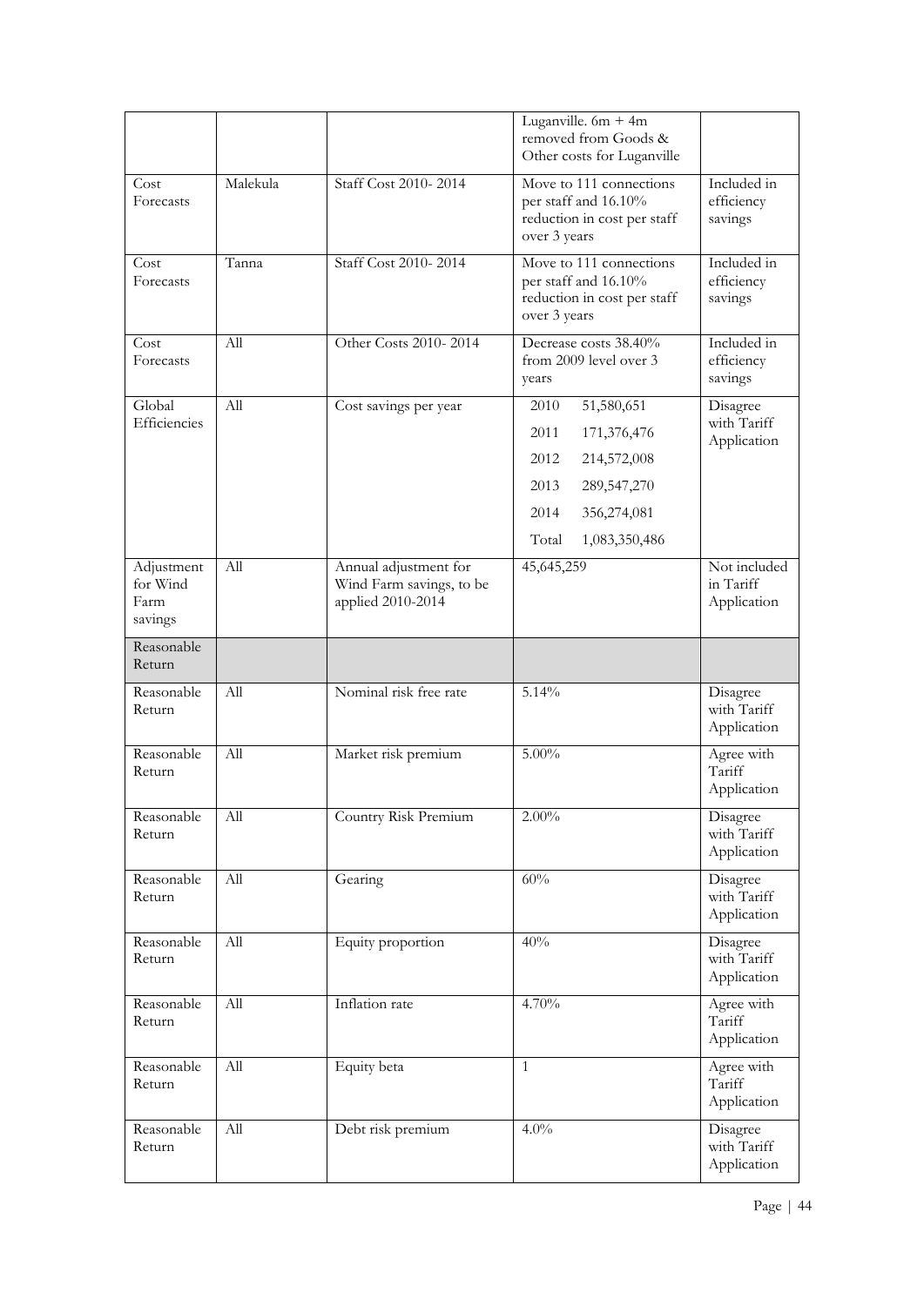| | | | Luganville. 6m + 4m removed from Goods & Other costs for Luganville | |
|---|---|---|---|---|
| Cost Forecasts | Malekula | Staff Cost 2010- 2014 | Move to 111 connections per staff and 16.10% reduction in cost per staff over 3 years | Included in efficiency savings |
| Cost Forecasts | Tanna | Staff Cost 2010- 2014 | Move to 111 connections per staff and 16.10% reduction in cost per staff over 3 years | Included in efficiency savings |
| Cost Forecasts | All | Other Costs 2010- 2014 | Decrease costs 38.40% from 2009 level over 3 years | Included in efficiency savings |
| Global Efficiencies | All | Cost savings per year | 2010 51,580,651<br>2011 171,376,476<br>2012 214,572,008<br>2013 289,547,270<br>2014 356,274,081<br>Total 1,083,350,486 | Disagree with Tariff Application |
| Adjustment for Wind Farm savings | All | Annual adjustment for Wind Farm savings, to be applied 2010-2014 | 45,645,259 | Not included in Tariff Application |
| Reasonable Return | | | | |
| Reasonable Return | All | Nominal risk free rate | 5.14% | Disagree with Tariff Application |
| Reasonable Return | All | Market risk premium | 5.00% | Agree with Tariff Application |
| Reasonable Return | All | Country Risk Premium | 2.00% | Disagree with Tariff Application |
| Reasonable Return | All | Gearing | 60% | Disagree with Tariff Application |
| Reasonable Return | All | Equity proportion | 40% | Disagree with Tariff Application |
| Reasonable Return | All | Inflation rate | 4.70% | Agree with Tariff Application |
| Reasonable Return | All | Equity beta | 1 | Agree with Tariff Application |
| Reasonable Return | All | Debt risk premium | 4.0% | Disagree with Tariff Application |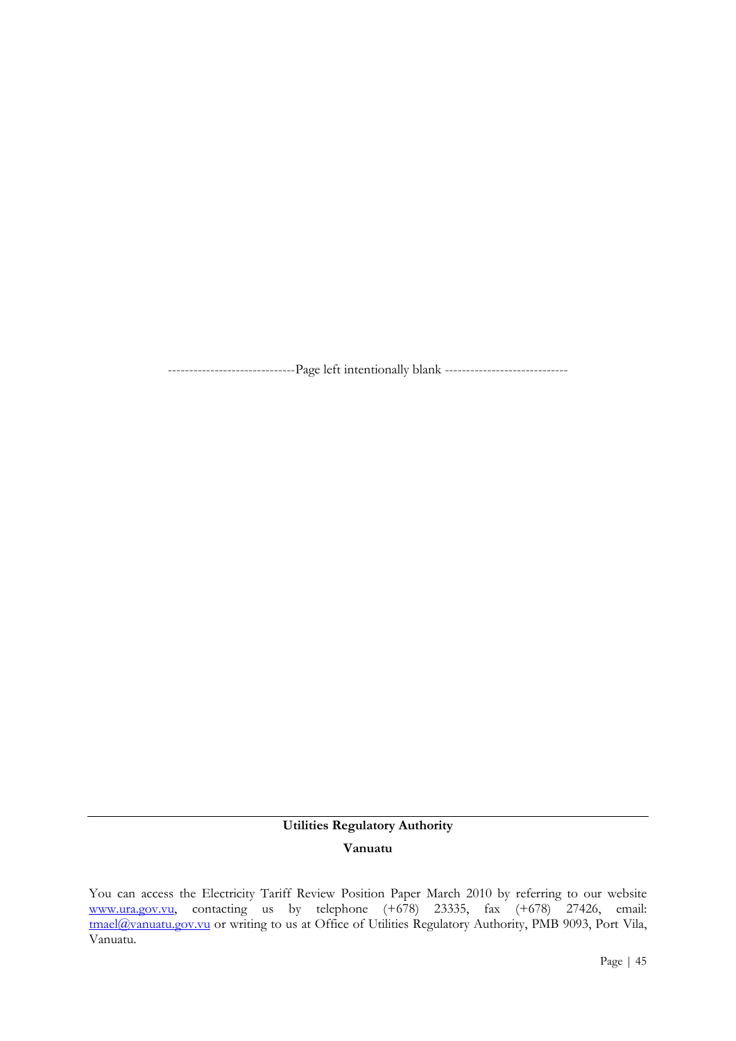------------------------------Page left intentionally blank -----------------------------

---

**Utilities Regulatory Authority**

**Vanuatu**

You can access the Electricity Tariff Review Position Paper March 2010 by referring to our website [www.ura.gov.vu](http://www.ura.gov.vu), contacting us by telephone (+678) 23335, fax (+678) 27426, email: [tmael@vanuatu.gov.vu](mailto:tmael@vanuatu.gov.vu) or writing to us at Office of Utilities Regulatory Authority, PMB 9093, Port Vila, Vanuatu.